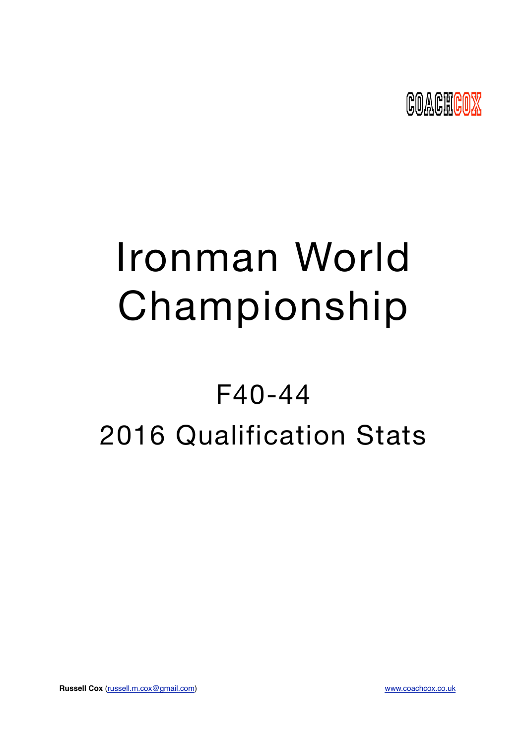COACHCOX

# Ironman World Championship

## F40-44

## 2016 Qualification Stats

**Russell Cox** (russell.m.cox@gmail.com) www.coachcox.co.uk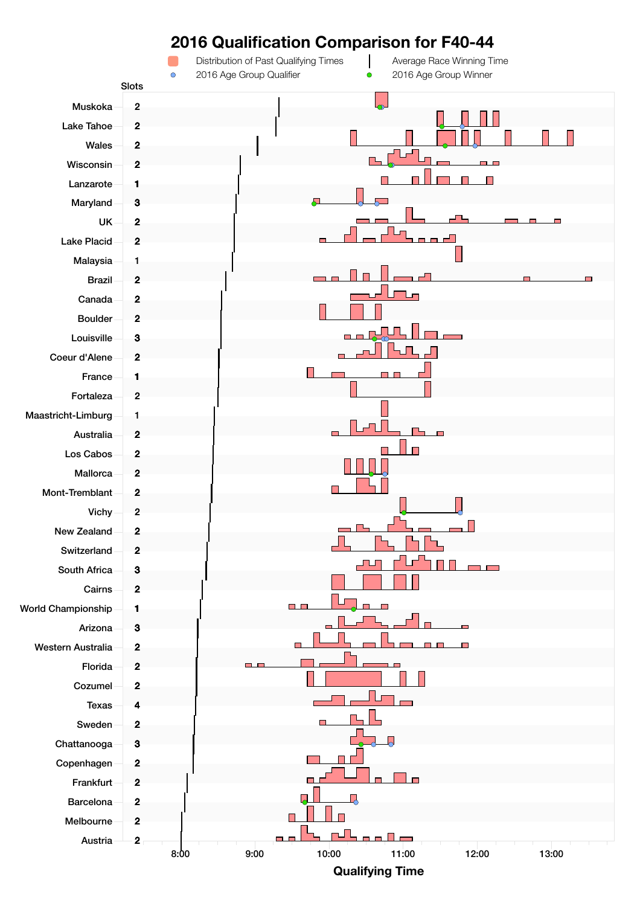# 2016 Qualification Comparison for F40-44

Legend: Distribution of Past Qualifying Times; Average Race Winning Time; 2016 Age Group Qualifier; 2016 Age Group Winner

| Race | Slots |
| --- | --- |
| Muskoka | 2 |
| Lake Tahoe | 2 |
| Wales | 2 |
| Wisconsin | 2 |
| Lanzarote | 1 |
| Maryland | 3 |
| UK | 2 |
| Lake Placid | 2 |
| Malaysia | 1 |
| Brazil | 2 |
| Canada | 2 |
| Boulder | 2 |
| Louisville | 3 |
| Coeur d'Alene | 2 |
| France | 1 |
| Fortaleza | 2 |
| Maastricht-Limburg | 1 |
| Australia | 2 |
| Los Cabos | 2 |
| Mallorca | 2 |
| Mont-Tremblant | 2 |
| Vichy | 2 |
| New Zealand | 2 |
| Switzerland | 2 |
| South Africa | 3 |
| Cairns | 2 |
| World Championship | 1 |
| Arizona | 3 |
| Western Australia | 2 |
| Florida | 2 |
| Cozumel | 2 |
| Texas | 4 |
| Sweden | 2 |
| Chattanooga | 3 |
| Copenhagen | 2 |
| Frankfurt | 2 |
| Barcelona | 2 |
| Melbourne | 2 |
| Austria | 2 |

Qualifying Time (axis: 8:00, 9:00, 10:00, 11:00, 12:00, 13:00)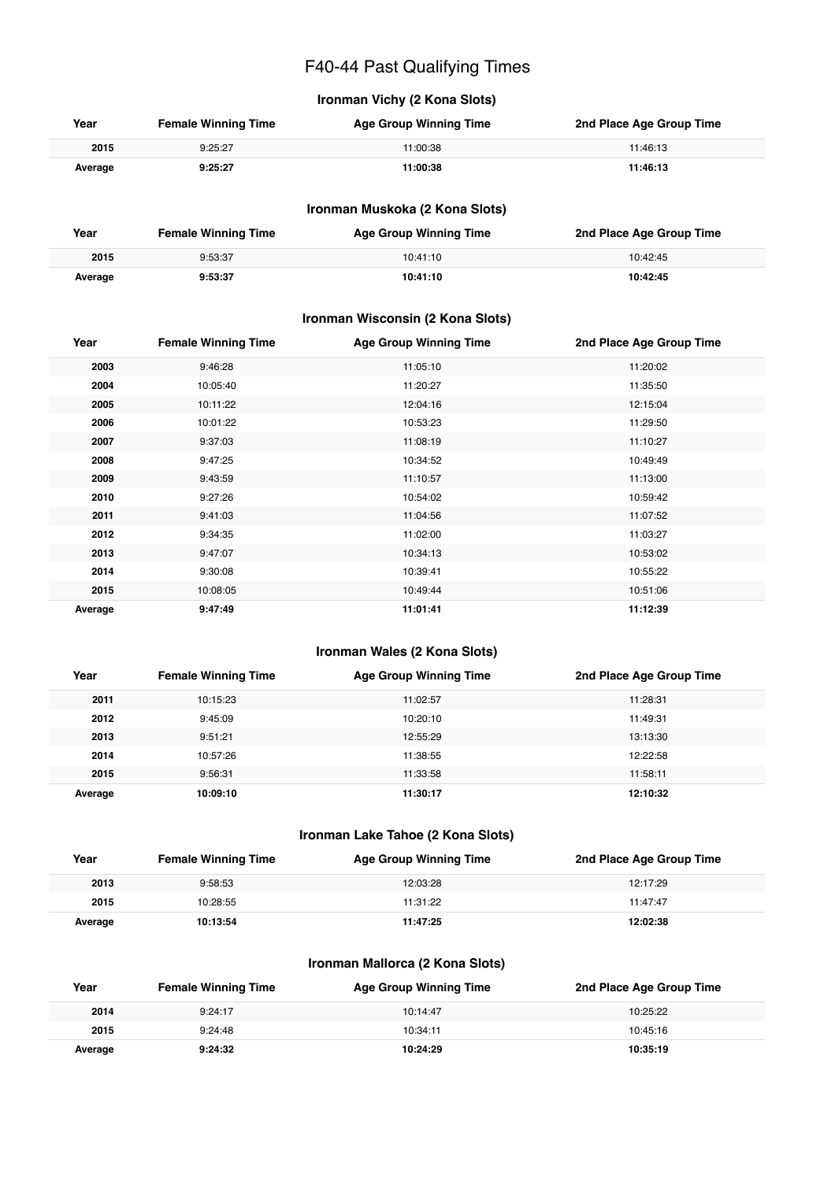# F40-44 Past Qualifying Times

## Ironman Vichy (2 Kona Slots)

| Year | Female Winning Time | Age Group Winning Time | 2nd Place Age Group Time |
|---|---|---|---|
| **2015** | 9:25:27 | 11:00:38 | 11:46:13 |
| **Average** | **9:25:27** | **11:00:38** | **11:46:13** |

## Ironman Muskoka (2 Kona Slots)

| Year | Female Winning Time | Age Group Winning Time | 2nd Place Age Group Time |
|---|---|---|---|
| **2015** | 9:53:37 | 10:41:10 | 10:42:45 |
| **Average** | **9:53:37** | **10:41:10** | **10:42:45** |

## Ironman Wisconsin (2 Kona Slots)

| Year | Female Winning Time | Age Group Winning Time | 2nd Place Age Group Time |
|---|---|---|---|
| **2003** | 9:46:28 | 11:05:10 | 11:20:02 |
| **2004** | 10:05:40 | 11:20:27 | 11:35:50 |
| **2005** | 10:11:22 | 12:04:16 | 12:15:04 |
| **2006** | 10:01:22 | 10:53:23 | 11:29:50 |
| **2007** | 9:37:03 | 11:08:19 | 11:10:27 |
| **2008** | 9:47:25 | 10:34:52 | 10:49:49 |
| **2009** | 9:43:59 | 11:10:57 | 11:13:00 |
| **2010** | 9:27:26 | 10:54:02 | 10:59:42 |
| **2011** | 9:41:03 | 11:04:56 | 11:07:52 |
| **2012** | 9:34:35 | 11:02:00 | 11:03:27 |
| **2013** | 9:47:07 | 10:34:13 | 10:53:02 |
| **2014** | 9:30:08 | 10:39:41 | 10:55:22 |
| **2015** | 10:08:05 | 10:49:44 | 10:51:06 |
| **Average** | **9:47:49** | **11:01:41** | **11:12:39** |

## Ironman Wales (2 Kona Slots)

| Year | Female Winning Time | Age Group Winning Time | 2nd Place Age Group Time |
|---|---|---|---|
| **2011** | 10:15:23 | 11:02:57 | 11:28:31 |
| **2012** | 9:45:09 | 10:20:10 | 11:49:31 |
| **2013** | 9:51:21 | 12:55:29 | 13:13:30 |
| **2014** | 10:57:26 | 11:38:55 | 12:22:58 |
| **2015** | 9:56:31 | 11:33:58 | 11:58:11 |
| **Average** | **10:09:10** | **11:30:17** | **12:10:32** |

## Ironman Lake Tahoe (2 Kona Slots)

| Year | Female Winning Time | Age Group Winning Time | 2nd Place Age Group Time |
|---|---|---|---|
| **2013** | 9:58:53 | 12:03:28 | 12:17:29 |
| **2015** | 10:28:55 | 11:31:22 | 11:47:47 |
| **Average** | **10:13:54** | **11:47:25** | **12:02:38** |

## Ironman Mallorca (2 Kona Slots)

| Year | Female Winning Time | Age Group Winning Time | 2nd Place Age Group Time |
|---|---|---|---|
| **2014** | 9:24:17 | 10:14:47 | 10:25:22 |
| **2015** | 9:24:48 | 10:34:11 | 10:45:16 |
| **Average** | **9:24:32** | **10:24:29** | **10:35:19** |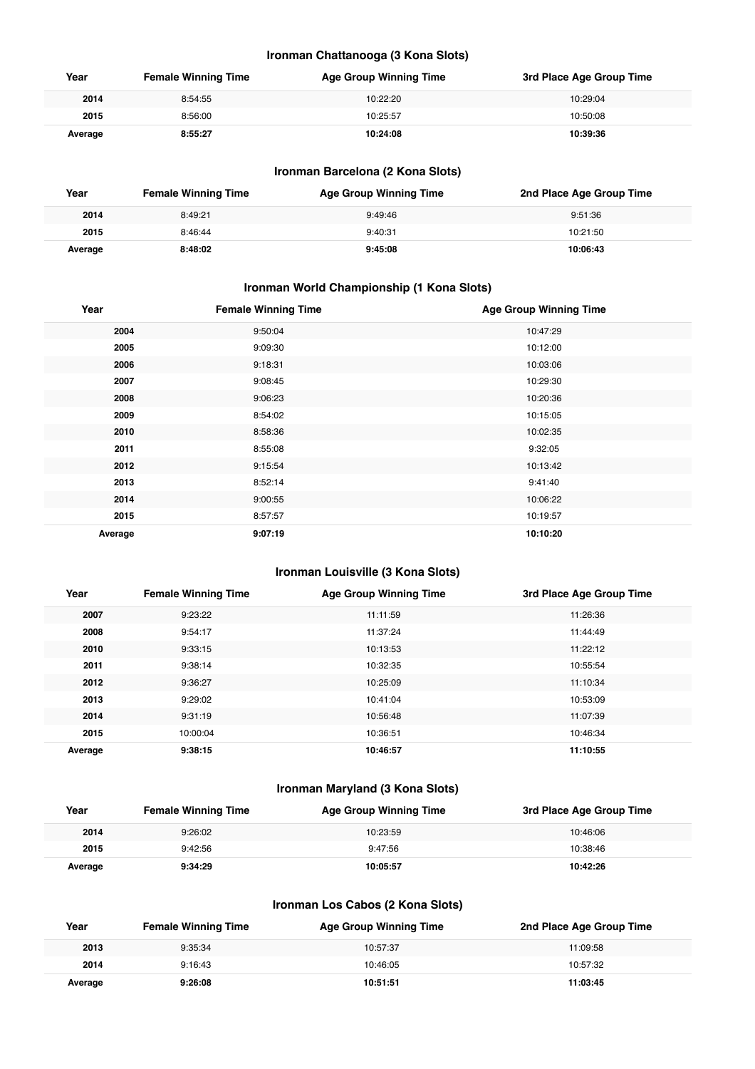### Ironman Chattanooga (3 Kona Slots)

| Year | Female Winning Time | Age Group Winning Time | 3rd Place Age Group Time |
|---|---|---|---|
| **2014** | 8:54:55 | 10:22:20 | 10:29:04 |
| **2015** | 8:56:00 | 10:25:57 | 10:50:08 |
| **Average** | **8:55:27** | **10:24:08** | **10:39:36** |

### Ironman Barcelona (2 Kona Slots)

| Year | Female Winning Time | Age Group Winning Time | 2nd Place Age Group Time |
|---|---|---|---|
| **2014** | 8:49:21 | 9:49:46 | 9:51:36 |
| **2015** | 8:46:44 | 9:40:31 | 10:21:50 |
| **Average** | **8:48:02** | **9:45:08** | **10:06:43** |

### Ironman World Championship (1 Kona Slots)

| Year | Female Winning Time | Age Group Winning Time |
|---|---|---|
| **2004** | 9:50:04 | 10:47:29 |
| **2005** | 9:09:30 | 10:12:00 |
| **2006** | 9:18:31 | 10:03:06 |
| **2007** | 9:08:45 | 10:29:30 |
| **2008** | 9:06:23 | 10:20:36 |
| **2009** | 8:54:02 | 10:15:05 |
| **2010** | 8:58:36 | 10:02:35 |
| **2011** | 8:55:08 | 9:32:05 |
| **2012** | 9:15:54 | 10:13:42 |
| **2013** | 8:52:14 | 9:41:40 |
| **2014** | 9:00:55 | 10:06:22 |
| **2015** | 8:57:57 | 10:19:57 |
| **Average** | **9:07:19** | **10:10:20** |

### Ironman Louisville (3 Kona Slots)

| Year | Female Winning Time | Age Group Winning Time | 3rd Place Age Group Time |
|---|---|---|---|
| **2007** | 9:23:22 | 11:11:59 | 11:26:36 |
| **2008** | 9:54:17 | 11:37:24 | 11:44:49 |
| **2010** | 9:33:15 | 10:13:53 | 11:22:12 |
| **2011** | 9:38:14 | 10:32:35 | 10:55:54 |
| **2012** | 9:36:27 | 10:25:09 | 11:10:34 |
| **2013** | 9:29:02 | 10:41:04 | 10:53:09 |
| **2014** | 9:31:19 | 10:56:48 | 11:07:39 |
| **2015** | 10:00:04 | 10:36:51 | 10:46:34 |
| **Average** | **9:38:15** | **10:46:57** | **11:10:55** |

### Ironman Maryland (3 Kona Slots)

| Year | Female Winning Time | Age Group Winning Time | 3rd Place Age Group Time |
|---|---|---|---|
| **2014** | 9:26:02 | 10:23:59 | 10:46:06 |
| **2015** | 9:42:56 | 9:47:56 | 10:38:46 |
| **Average** | **9:34:29** | **10:05:57** | **10:42:26** |

### Ironman Los Cabos (2 Kona Slots)

| Year | Female Winning Time | Age Group Winning Time | 2nd Place Age Group Time |
|---|---|---|---|
| **2013** | 9:35:34 | 10:57:37 | 11:09:58 |
| **2014** | 9:16:43 | 10:46:05 | 10:57:32 |
| **Average** | **9:26:08** | **10:51:51** | **11:03:45** |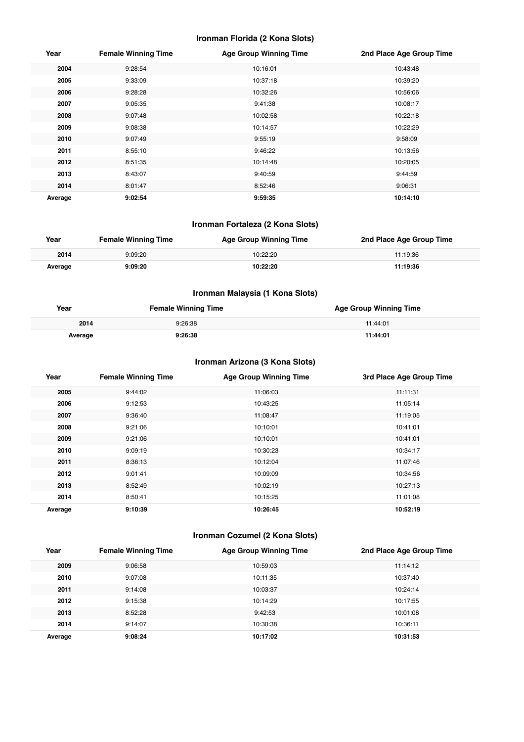### Ironman Florida (2 Kona Slots)

| Year | Female Winning Time | Age Group Winning Time | 2nd Place Age Group Time |
|---|---|---|---|
| **2004** | 9:28:54 | 10:16:01 | 10:43:48 |
| **2005** | 9:33:09 | 10:37:18 | 10:39:20 |
| **2006** | 9:28:28 | 10:32:26 | 10:56:06 |
| **2007** | 9:05:35 | 9:41:38 | 10:08:17 |
| **2008** | 9:07:48 | 10:02:58 | 10:22:18 |
| **2009** | 9:08:38 | 10:14:57 | 10:22:29 |
| **2010** | 9:07:49 | 9:55:19 | 9:58:09 |
| **2011** | 8:55:10 | 9:46:22 | 10:13:56 |
| **2012** | 8:51:35 | 10:14:48 | 10:20:05 |
| **2013** | 8:43:07 | 9:40:59 | 9:44:59 |
| **2014** | 8:01:47 | 8:52:46 | 9:06:31 |
| **Average** | **9:02:54** | **9:59:35** | **10:14:10** |

### Ironman Fortaleza (2 Kona Slots)

| Year | Female Winning Time | Age Group Winning Time | 2nd Place Age Group Time |
|---|---|---|---|
| **2014** | 9:09:20 | 10:22:20 | 11:19:36 |
| **Average** | **9:09:20** | **10:22:20** | **11:19:36** |

### Ironman Malaysia (1 Kona Slots)

| Year | Female Winning Time | Age Group Winning Time |
|---|---|---|
| **2014** | 9:26:38 | 11:44:01 |
| **Average** | **9:26:38** | **11:44:01** |

### Ironman Arizona (3 Kona Slots)

| Year | Female Winning Time | Age Group Winning Time | 3rd Place Age Group Time |
|---|---|---|---|
| **2005** | 9:44:02 | 11:06:03 | 11:11:31 |
| **2006** | 9:12:53 | 10:43:25 | 11:05:14 |
| **2007** | 9:36:40 | 11:08:47 | 11:19:05 |
| **2008** | 9:21:06 | 10:10:01 | 10:41:01 |
| **2009** | 9:21:06 | 10:10:01 | 10:41:01 |
| **2010** | 9:09:19 | 10:30:23 | 10:34:17 |
| **2011** | 8:36:13 | 10:12:04 | 11:07:46 |
| **2012** | 9:01:41 | 10:09:09 | 10:34:56 |
| **2013** | 8:52:49 | 10:02:19 | 10:27:13 |
| **2014** | 8:50:41 | 10:15:25 | 11:01:08 |
| **Average** | **9:10:39** | **10:26:45** | **10:52:19** |

### Ironman Cozumel (2 Kona Slots)

| Year | Female Winning Time | Age Group Winning Time | 2nd Place Age Group Time |
|---|---|---|---|
| **2009** | 9:06:58 | 10:59:03 | 11:14:12 |
| **2010** | 9:07:08 | 10:11:35 | 10:37:40 |
| **2011** | 9:14:08 | 10:03:37 | 10:24:14 |
| **2012** | 9:15:38 | 10:14:29 | 10:17:55 |
| **2013** | 8:52:28 | 9:42:53 | 10:01:08 |
| **2014** | 9:14:07 | 10:30:38 | 10:36:11 |
| **Average** | **9:08:24** | **10:17:02** | **10:31:53** |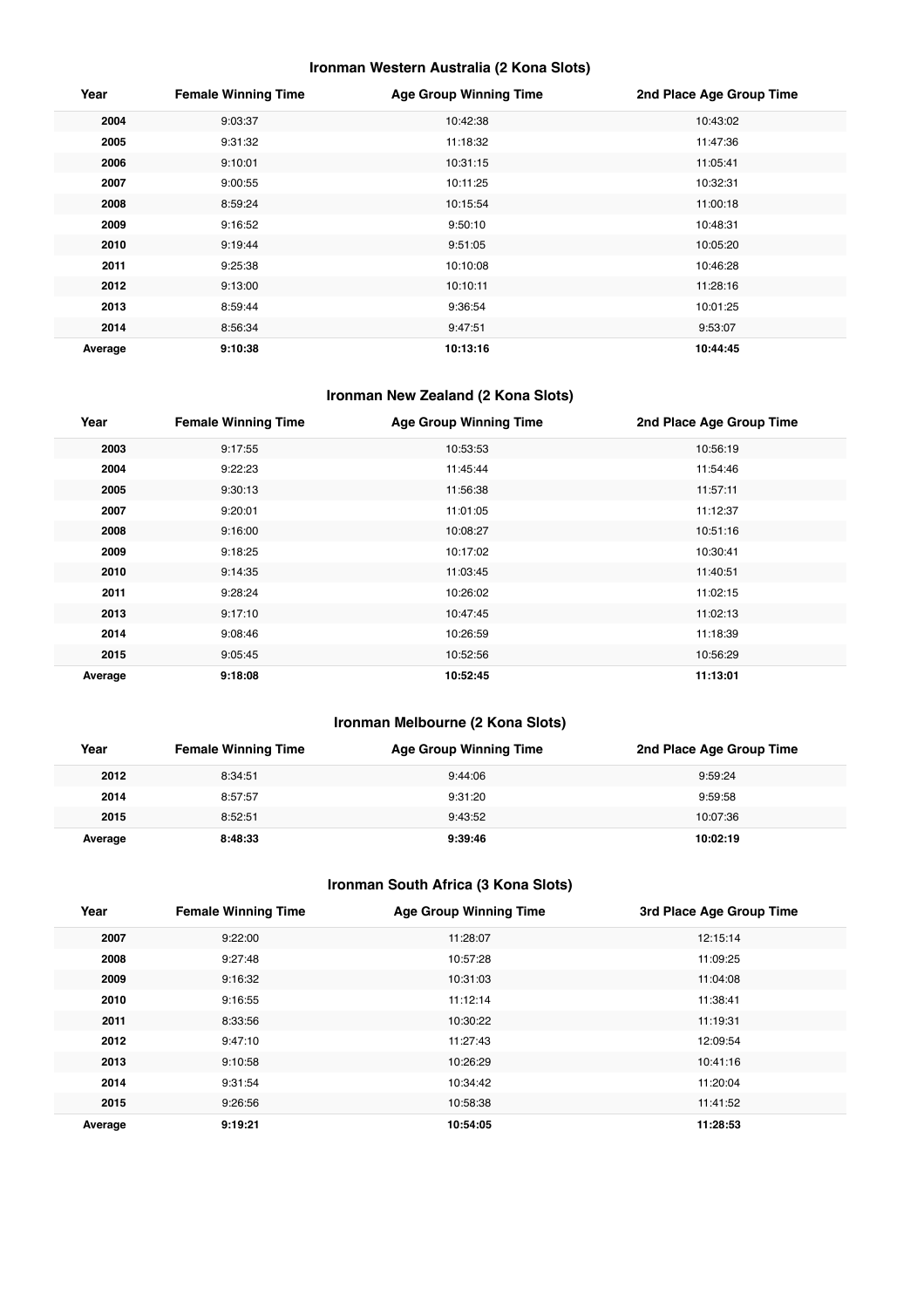### Ironman Western Australia (2 Kona Slots)

| Year | Female Winning Time | Age Group Winning Time | 2nd Place Age Group Time |
|---|---|---|---|
| **2004** | 9:03:37 | 10:42:38 | 10:43:02 |
| **2005** | 9:31:32 | 11:18:32 | 11:47:36 |
| **2006** | 9:10:01 | 10:31:15 | 11:05:41 |
| **2007** | 9:00:55 | 10:11:25 | 10:32:31 |
| **2008** | 8:59:24 | 10:15:54 | 11:00:18 |
| **2009** | 9:16:52 | 9:50:10 | 10:48:31 |
| **2010** | 9:19:44 | 9:51:05 | 10:05:20 |
| **2011** | 9:25:38 | 10:10:08 | 10:46:28 |
| **2012** | 9:13:00 | 10:10:11 | 11:28:16 |
| **2013** | 8:59:44 | 9:36:54 | 10:01:25 |
| **2014** | 8:56:34 | 9:47:51 | 9:53:07 |
| **Average** | **9:10:38** | **10:13:16** | **10:44:45** |

### Ironman New Zealand (2 Kona Slots)

| Year | Female Winning Time | Age Group Winning Time | 2nd Place Age Group Time |
|---|---|---|---|
| **2003** | 9:17:55 | 10:53:53 | 10:56:19 |
| **2004** | 9:22:23 | 11:45:44 | 11:54:46 |
| **2005** | 9:30:13 | 11:56:38 | 11:57:11 |
| **2007** | 9:20:01 | 11:01:05 | 11:12:37 |
| **2008** | 9:16:00 | 10:08:27 | 10:51:16 |
| **2009** | 9:18:25 | 10:17:02 | 10:30:41 |
| **2010** | 9:14:35 | 11:03:45 | 11:40:51 |
| **2011** | 9:28:24 | 10:26:02 | 11:02:15 |
| **2013** | 9:17:10 | 10:47:45 | 11:02:13 |
| **2014** | 9:08:46 | 10:26:59 | 11:18:39 |
| **2015** | 9:05:45 | 10:52:56 | 10:56:29 |
| **Average** | **9:18:08** | **10:52:45** | **11:13:01** |

### Ironman Melbourne (2 Kona Slots)

| Year | Female Winning Time | Age Group Winning Time | 2nd Place Age Group Time |
|---|---|---|---|
| **2012** | 8:34:51 | 9:44:06 | 9:59:24 |
| **2014** | 8:57:57 | 9:31:20 | 9:59:58 |
| **2015** | 8:52:51 | 9:43:52 | 10:07:36 |
| **Average** | **8:48:33** | **9:39:46** | **10:02:19** |

### Ironman South Africa (3 Kona Slots)

| Year | Female Winning Time | Age Group Winning Time | 3rd Place Age Group Time |
|---|---|---|---|
| **2007** | 9:22:00 | 11:28:07 | 12:15:14 |
| **2008** | 9:27:48 | 10:57:28 | 11:09:25 |
| **2009** | 9:16:32 | 10:31:03 | 11:04:08 |
| **2010** | 9:16:55 | 11:12:14 | 11:38:41 |
| **2011** | 8:33:56 | 10:30:22 | 11:19:31 |
| **2012** | 9:47:10 | 11:27:43 | 12:09:54 |
| **2013** | 9:10:58 | 10:26:29 | 10:41:16 |
| **2014** | 9:31:54 | 10:34:42 | 11:20:04 |
| **2015** | 9:26:56 | 10:58:38 | 11:41:52 |
| **Average** | **9:19:21** | **10:54:05** | **11:28:53** |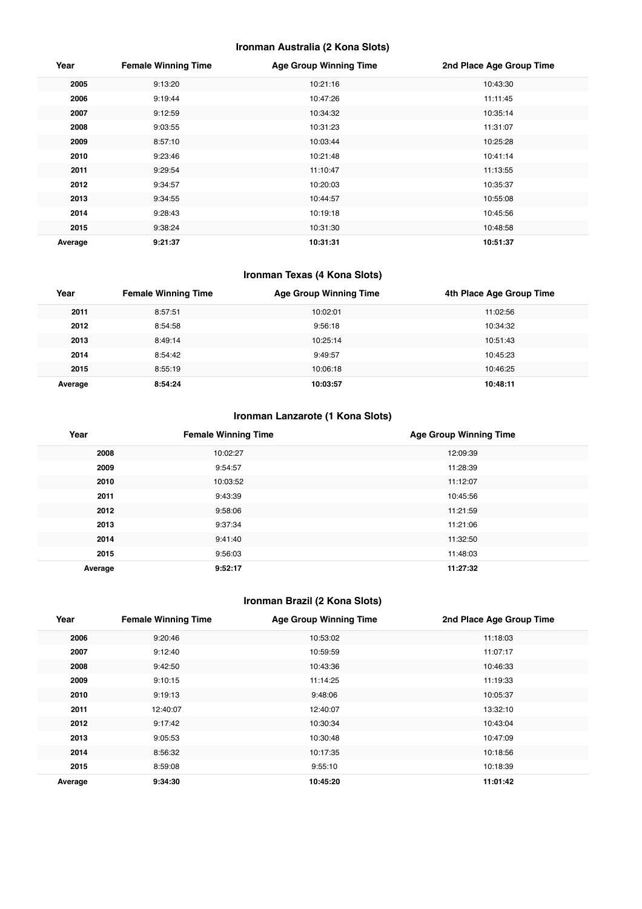### Ironman Australia (2 Kona Slots)

| Year | Female Winning Time | Age Group Winning Time | 2nd Place Age Group Time |
|---|---|---|---|
| **2005** | 9:13:20 | 10:21:16 | 10:43:30 |
| **2006** | 9:19:44 | 10:47:26 | 11:11:45 |
| **2007** | 9:12:59 | 10:34:32 | 10:35:14 |
| **2008** | 9:03:55 | 10:31:23 | 11:31:07 |
| **2009** | 8:57:10 | 10:03:44 | 10:25:28 |
| **2010** | 9:23:46 | 10:21:48 | 10:41:14 |
| **2011** | 9:29:54 | 11:10:47 | 11:13:55 |
| **2012** | 9:34:57 | 10:20:03 | 10:35:37 |
| **2013** | 9:34:55 | 10:44:57 | 10:55:08 |
| **2014** | 9:28:43 | 10:19:18 | 10:45:56 |
| **2015** | 9:38:24 | 10:31:30 | 10:48:58 |
| **Average** | **9:21:37** | **10:31:31** | **10:51:37** |

### Ironman Texas (4 Kona Slots)

| Year | Female Winning Time | Age Group Winning Time | 4th Place Age Group Time |
|---|---|---|---|
| **2011** | 8:57:51 | 10:02:01 | 11:02:56 |
| **2012** | 8:54:58 | 9:56:18 | 10:34:32 |
| **2013** | 8:49:14 | 10:25:14 | 10:51:43 |
| **2014** | 8:54:42 | 9:49:57 | 10:45:23 |
| **2015** | 8:55:19 | 10:06:18 | 10:46:25 |
| **Average** | **8:54:24** | **10:03:57** | **10:48:11** |

### Ironman Lanzarote (1 Kona Slots)

| Year | Female Winning Time | Age Group Winning Time |
|---|---|---|
| **2008** | 10:02:27 | 12:09:39 |
| **2009** | 9:54:57 | 11:28:39 |
| **2010** | 10:03:52 | 11:12:07 |
| **2011** | 9:43:39 | 10:45:56 |
| **2012** | 9:58:06 | 11:21:59 |
| **2013** | 9:37:34 | 11:21:06 |
| **2014** | 9:41:40 | 11:32:50 |
| **2015** | 9:56:03 | 11:48:03 |
| **Average** | **9:52:17** | **11:27:32** |

### Ironman Brazil (2 Kona Slots)

| Year | Female Winning Time | Age Group Winning Time | 2nd Place Age Group Time |
|---|---|---|---|
| **2006** | 9:20:46 | 10:53:02 | 11:18:03 |
| **2007** | 9:12:40 | 10:59:59 | 11:07:17 |
| **2008** | 9:42:50 | 10:43:36 | 10:46:33 |
| **2009** | 9:10:15 | 11:14:25 | 11:19:33 |
| **2010** | 9:19:13 | 9:48:06 | 10:05:37 |
| **2011** | 12:40:07 | 12:40:07 | 13:32:10 |
| **2012** | 9:17:42 | 10:30:34 | 10:43:04 |
| **2013** | 9:05:53 | 10:30:48 | 10:47:09 |
| **2014** | 8:56:32 | 10:17:35 | 10:18:56 |
| **2015** | 8:59:08 | 9:55:10 | 10:18:39 |
| **Average** | **9:34:30** | **10:45:20** | **11:01:42** |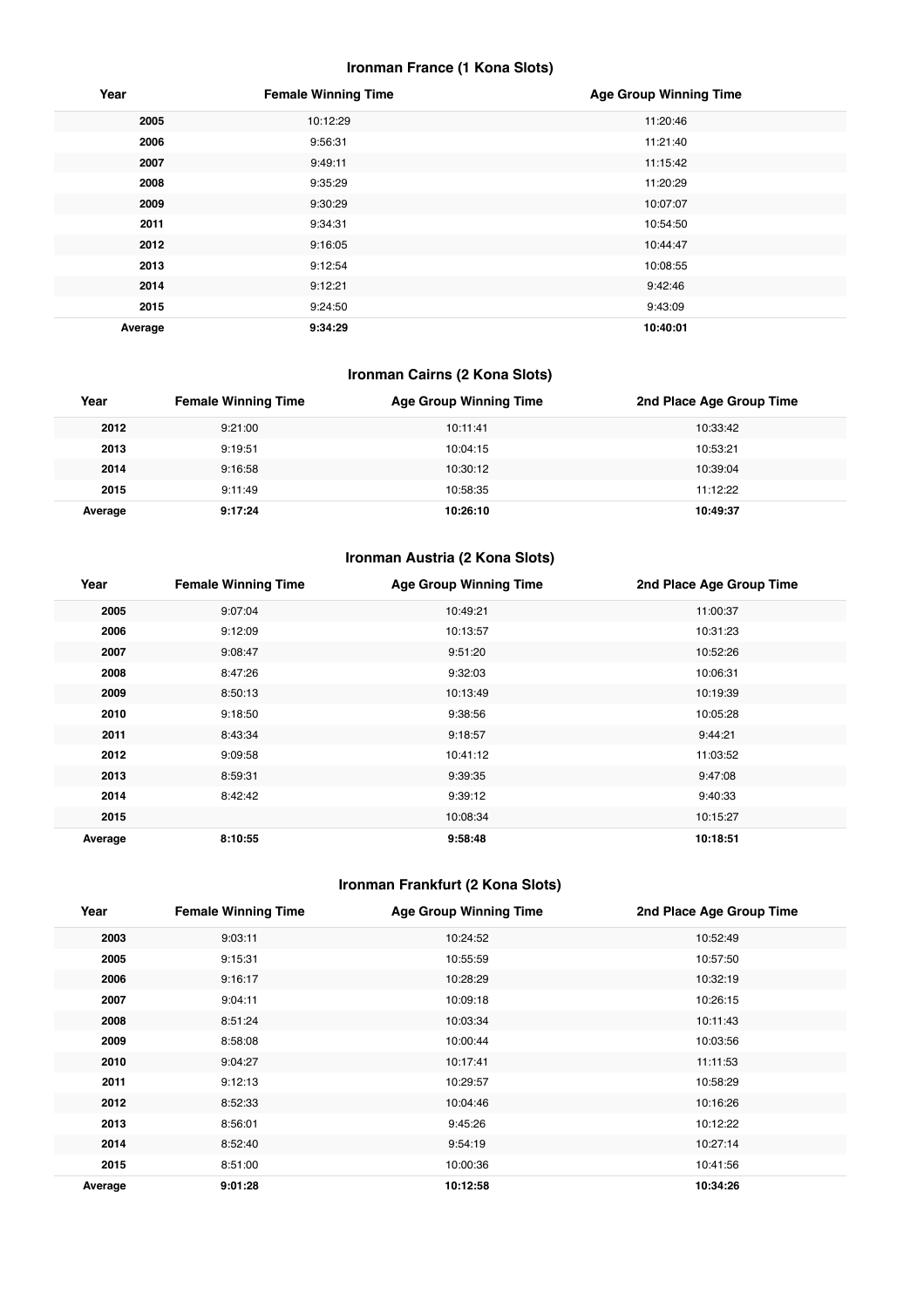### Ironman France (1 Kona Slots)

| Year | Female Winning Time | Age Group Winning Time |
|---|---|---|
| 2005 | 10:12:29 | 11:20:46 |
| 2006 | 9:56:31 | 11:21:40 |
| 2007 | 9:49:11 | 11:15:42 |
| 2008 | 9:35:29 | 11:20:29 |
| 2009 | 9:30:29 | 10:07:07 |
| 2011 | 9:34:31 | 10:54:50 |
| 2012 | 9:16:05 | 10:44:47 |
| 2013 | 9:12:54 | 10:08:55 |
| 2014 | 9:12:21 | 9:42:46 |
| 2015 | 9:24:50 | 9:43:09 |
| **Average** | **9:34:29** | **10:40:01** |

### Ironman Cairns (2 Kona Slots)

| Year | Female Winning Time | Age Group Winning Time | 2nd Place Age Group Time |
|---|---|---|---|
| 2012 | 9:21:00 | 10:11:41 | 10:33:42 |
| 2013 | 9:19:51 | 10:04:15 | 10:53:21 |
| 2014 | 9:16:58 | 10:30:12 | 10:39:04 |
| 2015 | 9:11:49 | 10:58:35 | 11:12:22 |
| **Average** | **9:17:24** | **10:26:10** | **10:49:37** |

### Ironman Austria (2 Kona Slots)

| Year | Female Winning Time | Age Group Winning Time | 2nd Place Age Group Time |
|---|---|---|---|
| 2005 | 9:07:04 | 10:49:21 | 11:00:37 |
| 2006 | 9:12:09 | 10:13:57 | 10:31:23 |
| 2007 | 9:08:47 | 9:51:20 | 10:52:26 |
| 2008 | 8:47:26 | 9:32:03 | 10:06:31 |
| 2009 | 8:50:13 | 10:13:49 | 10:19:39 |
| 2010 | 9:18:50 | 9:38:56 | 10:05:28 |
| 2011 | 8:43:34 | 9:18:57 | 9:44:21 |
| 2012 | 9:09:58 | 10:41:12 | 11:03:52 |
| 2013 | 8:59:31 | 9:39:35 | 9:47:08 |
| 2014 | 8:42:42 | 9:39:12 | 9:40:33 |
| 2015 | | 10:08:34 | 10:15:27 |
| **Average** | **8:10:55** | **9:58:48** | **10:18:51** |

### Ironman Frankfurt (2 Kona Slots)

| Year | Female Winning Time | Age Group Winning Time | 2nd Place Age Group Time |
|---|---|---|---|
| 2003 | 9:03:11 | 10:24:52 | 10:52:49 |
| 2005 | 9:15:31 | 10:55:59 | 10:57:50 |
| 2006 | 9:16:17 | 10:28:29 | 10:32:19 |
| 2007 | 9:04:11 | 10:09:18 | 10:26:15 |
| 2008 | 8:51:24 | 10:03:34 | 10:11:43 |
| 2009 | 8:58:08 | 10:00:44 | 10:03:56 |
| 2010 | 9:04:27 | 10:17:41 | 11:11:53 |
| 2011 | 9:12:13 | 10:29:57 | 10:58:29 |
| 2012 | 8:52:33 | 10:04:46 | 10:16:26 |
| 2013 | 8:56:01 | 9:45:26 | 10:12:22 |
| 2014 | 8:52:40 | 9:54:19 | 10:27:14 |
| 2015 | 8:51:00 | 10:00:36 | 10:41:56 |
| **Average** | **9:01:28** | **10:12:58** | **10:34:26** |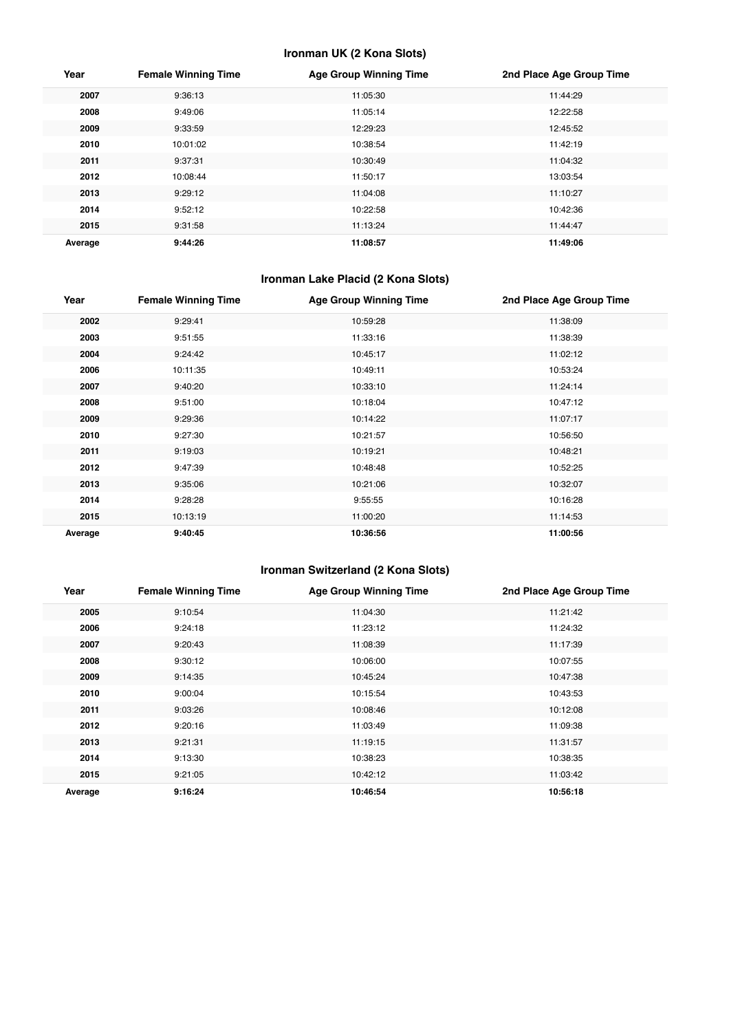### Ironman UK (2 Kona Slots)

| Year | Female Winning Time | Age Group Winning Time | 2nd Place Age Group Time |
|---|---|---|---|
| 2007 | 9:36:13 | 11:05:30 | 11:44:29 |
| 2008 | 9:49:06 | 11:05:14 | 12:22:58 |
| 2009 | 9:33:59 | 12:29:23 | 12:45:52 |
| 2010 | 10:01:02 | 10:38:54 | 11:42:19 |
| 2011 | 9:37:31 | 10:30:49 | 11:04:32 |
| 2012 | 10:08:44 | 11:50:17 | 13:03:54 |
| 2013 | 9:29:12 | 11:04:08 | 11:10:27 |
| 2014 | 9:52:12 | 10:22:58 | 10:42:36 |
| 2015 | 9:31:58 | 11:13:24 | 11:44:47 |
| **Average** | **9:44:26** | **11:08:57** | **11:49:06** |

### Ironman Lake Placid (2 Kona Slots)

| Year | Female Winning Time | Age Group Winning Time | 2nd Place Age Group Time |
|---|---|---|---|
| 2002 | 9:29:41 | 10:59:28 | 11:38:09 |
| 2003 | 9:51:55 | 11:33:16 | 11:38:39 |
| 2004 | 9:24:42 | 10:45:17 | 11:02:12 |
| 2006 | 10:11:35 | 10:49:11 | 10:53:24 |
| 2007 | 9:40:20 | 10:33:10 | 11:24:14 |
| 2008 | 9:51:00 | 10:18:04 | 10:47:12 |
| 2009 | 9:29:36 | 10:14:22 | 11:07:17 |
| 2010 | 9:27:30 | 10:21:57 | 10:56:50 |
| 2011 | 9:19:03 | 10:19:21 | 10:48:21 |
| 2012 | 9:47:39 | 10:48:48 | 10:52:25 |
| 2013 | 9:35:06 | 10:21:06 | 10:32:07 |
| 2014 | 9:28:28 | 9:55:55 | 10:16:28 |
| 2015 | 10:13:19 | 11:00:20 | 11:14:53 |
| **Average** | **9:40:45** | **10:36:56** | **11:00:56** |

### Ironman Switzerland (2 Kona Slots)

| Year | Female Winning Time | Age Group Winning Time | 2nd Place Age Group Time |
|---|---|---|---|
| 2005 | 9:10:54 | 11:04:30 | 11:21:42 |
| 2006 | 9:24:18 | 11:23:12 | 11:24:32 |
| 2007 | 9:20:43 | 11:08:39 | 11:17:39 |
| 2008 | 9:30:12 | 10:06:00 | 10:07:55 |
| 2009 | 9:14:35 | 10:45:24 | 10:47:38 |
| 2010 | 9:00:04 | 10:15:54 | 10:43:53 |
| 2011 | 9:03:26 | 10:08:46 | 10:12:08 |
| 2012 | 9:20:16 | 11:03:49 | 11:09:38 |
| 2013 | 9:21:31 | 11:19:15 | 11:31:57 |
| 2014 | 9:13:30 | 10:38:23 | 10:38:35 |
| 2015 | 9:21:05 | 10:42:12 | 11:03:42 |
| **Average** | **9:16:24** | **10:46:54** | **10:56:18** |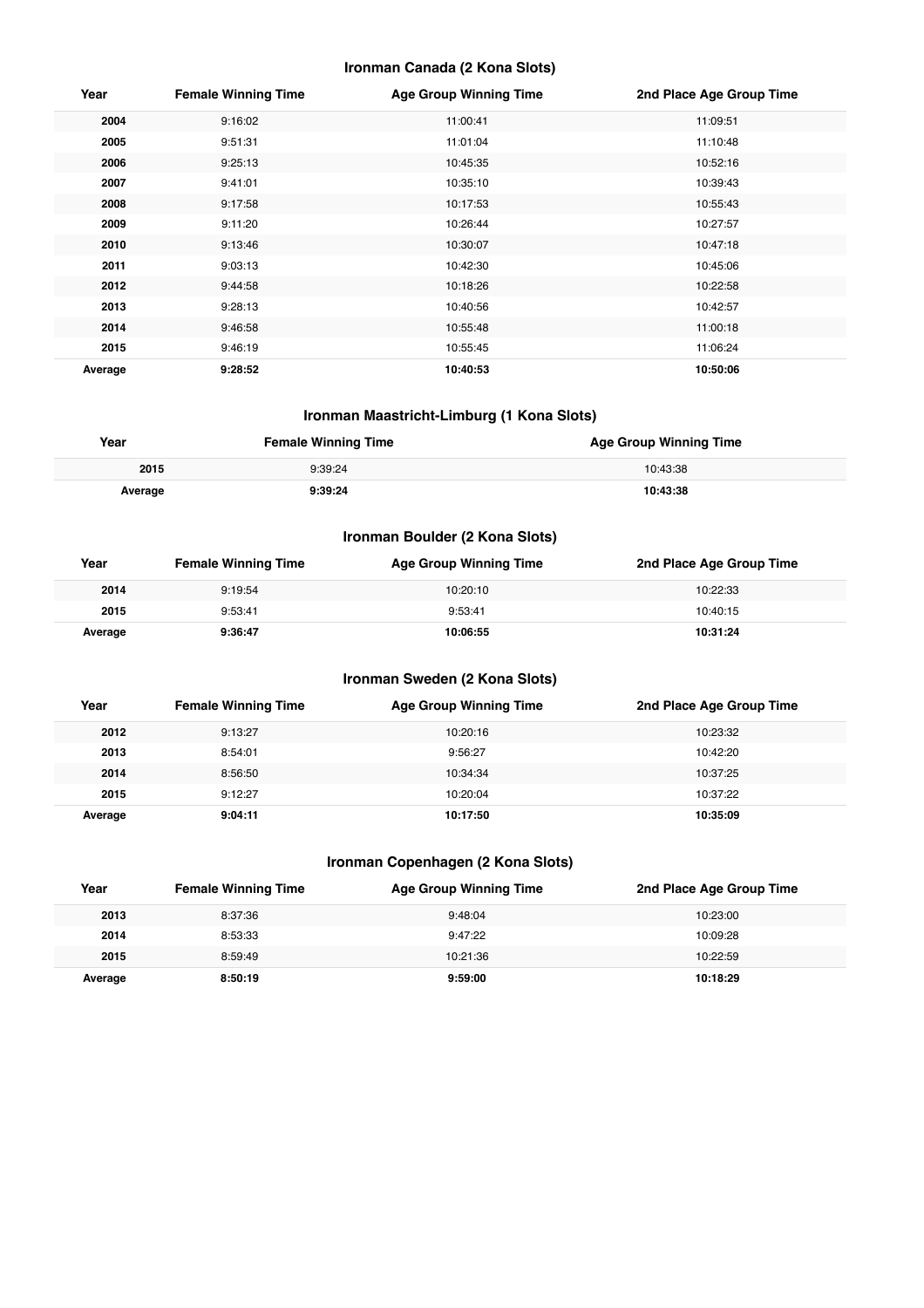### Ironman Canada (2 Kona Slots)

| Year | Female Winning Time | Age Group Winning Time | 2nd Place Age Group Time |
|---|---|---|---|
| **2004** | 9:16:02 | 11:00:41 | 11:09:51 |
| **2005** | 9:51:31 | 11:01:04 | 11:10:48 |
| **2006** | 9:25:13 | 10:45:35 | 10:52:16 |
| **2007** | 9:41:01 | 10:35:10 | 10:39:43 |
| **2008** | 9:17:58 | 10:17:53 | 10:55:43 |
| **2009** | 9:11:20 | 10:26:44 | 10:27:57 |
| **2010** | 9:13:46 | 10:30:07 | 10:47:18 |
| **2011** | 9:03:13 | 10:42:30 | 10:45:06 |
| **2012** | 9:44:58 | 10:18:26 | 10:22:58 |
| **2013** | 9:28:13 | 10:40:56 | 10:42:57 |
| **2014** | 9:46:58 | 10:55:48 | 11:00:18 |
| **2015** | 9:46:19 | 10:55:45 | 11:06:24 |
| **Average** | **9:28:52** | **10:40:53** | **10:50:06** |

### Ironman Maastricht-Limburg (1 Kona Slots)

| Year | Female Winning Time | Age Group Winning Time |
|---|---|---|
| **2015** | 9:39:24 | 10:43:38 |
| **Average** | **9:39:24** | **10:43:38** |

### Ironman Boulder (2 Kona Slots)

| Year | Female Winning Time | Age Group Winning Time | 2nd Place Age Group Time |
|---|---|---|---|
| **2014** | 9:19:54 | 10:20:10 | 10:22:33 |
| **2015** | 9:53:41 | 9:53:41 | 10:40:15 |
| **Average** | **9:36:47** | **10:06:55** | **10:31:24** |

### Ironman Sweden (2 Kona Slots)

| Year | Female Winning Time | Age Group Winning Time | 2nd Place Age Group Time |
|---|---|---|---|
| **2012** | 9:13:27 | 10:20:16 | 10:23:32 |
| **2013** | 8:54:01 | 9:56:27 | 10:42:20 |
| **2014** | 8:56:50 | 10:34:34 | 10:37:25 |
| **2015** | 9:12:27 | 10:20:04 | 10:37:22 |
| **Average** | **9:04:11** | **10:17:50** | **10:35:09** |

### Ironman Copenhagen (2 Kona Slots)

| Year | Female Winning Time | Age Group Winning Time | 2nd Place Age Group Time |
|---|---|---|---|
| **2013** | 8:37:36 | 9:48:04 | 10:23:00 |
| **2014** | 8:53:33 | 9:47:22 | 10:09:28 |
| **2015** | 8:59:49 | 10:21:36 | 10:22:59 |
| **Average** | **8:50:19** | **9:59:00** | **10:18:29** |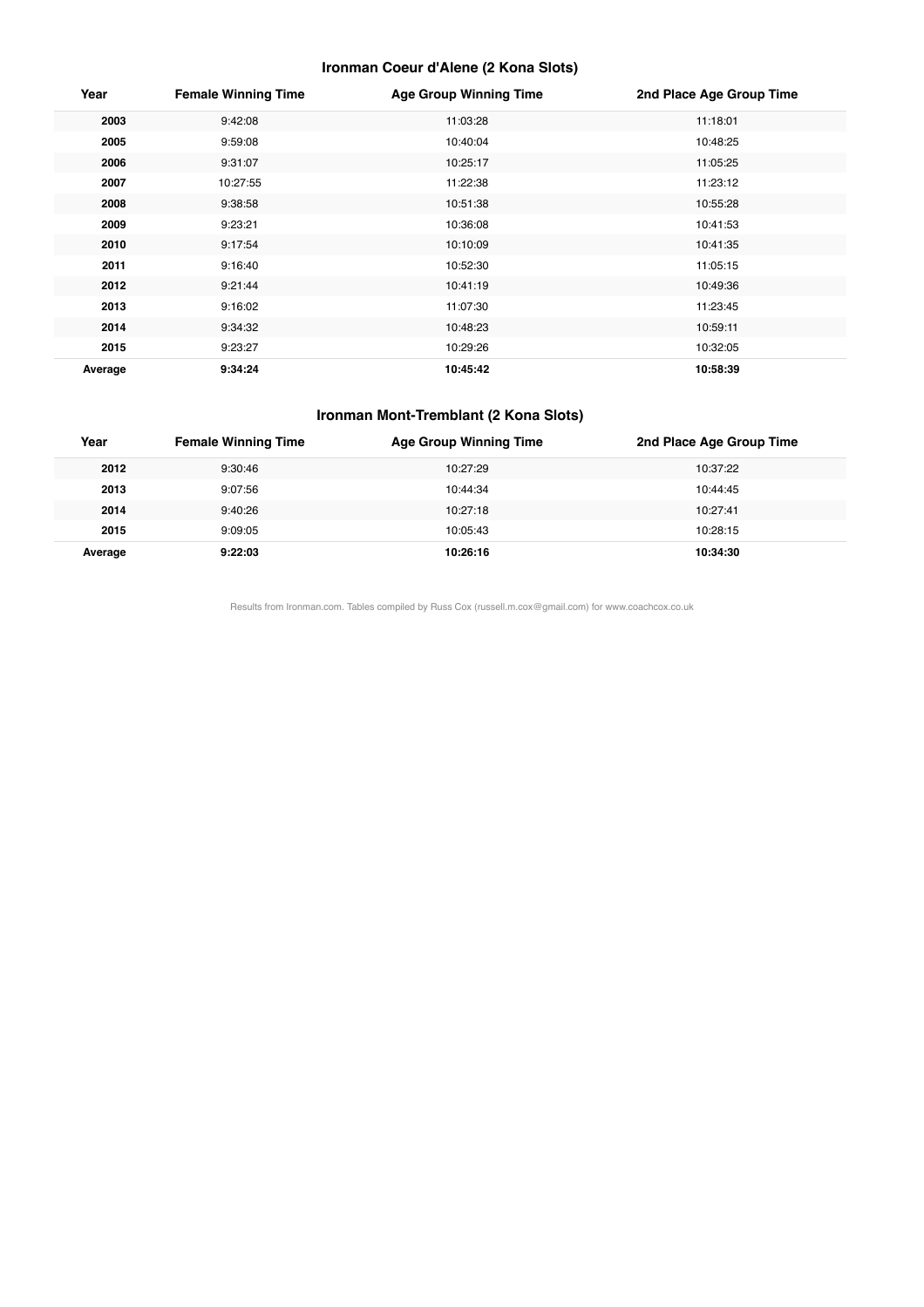### Ironman Coeur d'Alene (2 Kona Slots)

| Year | Female Winning Time | Age Group Winning Time | 2nd Place Age Group Time |
|---|---|---|---|
| **2003** | 9:42:08 | 11:03:28 | 11:18:01 |
| **2005** | 9:59:08 | 10:40:04 | 10:48:25 |
| **2006** | 9:31:07 | 10:25:17 | 11:05:25 |
| **2007** | 10:27:55 | 11:22:38 | 11:23:12 |
| **2008** | 9:38:58 | 10:51:38 | 10:55:28 |
| **2009** | 9:23:21 | 10:36:08 | 10:41:53 |
| **2010** | 9:17:54 | 10:10:09 | 10:41:35 |
| **2011** | 9:16:40 | 10:52:30 | 11:05:15 |
| **2012** | 9:21:44 | 10:41:19 | 10:49:36 |
| **2013** | 9:16:02 | 11:07:30 | 11:23:45 |
| **2014** | 9:34:32 | 10:48:23 | 10:59:11 |
| **2015** | 9:23:27 | 10:29:26 | 10:32:05 |
| **Average** | **9:34:24** | **10:45:42** | **10:58:39** |

### Ironman Mont-Tremblant (2 Kona Slots)

| Year | Female Winning Time | Age Group Winning Time | 2nd Place Age Group Time |
|---|---|---|---|
| **2012** | 9:30:46 | 10:27:29 | 10:37:22 |
| **2013** | 9:07:56 | 10:44:34 | 10:44:45 |
| **2014** | 9:40:26 | 10:27:18 | 10:27:41 |
| **2015** | 9:09:05 | 10:05:43 | 10:28:15 |
| **Average** | **9:22:03** | **10:26:16** | **10:34:30** |

Results from Ironman.com. Tables compiled by Russ Cox (russell.m.cox@gmail.com) for www.coachcox.co.uk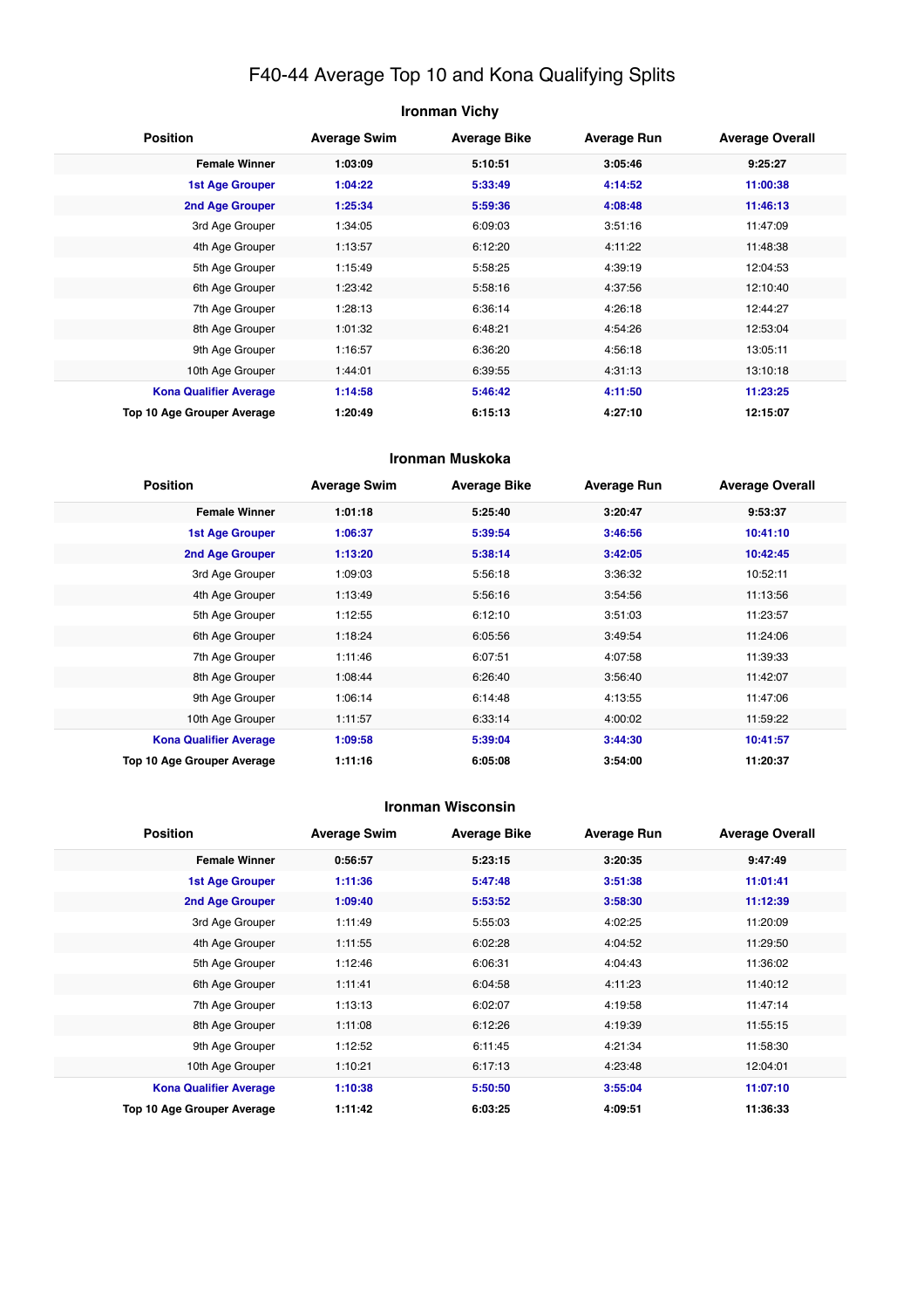# F40-44 Average Top 10 and Kona Qualifying Splits

## Ironman Vichy

| Position | Average Swim | Average Bike | Average Run | Average Overall |
|---|---|---|---|---|
| **Female Winner** | **1:03:09** | **5:10:51** | **3:05:46** | **9:25:27** |
| **1st Age Grouper** | **1:04:22** | **5:33:49** | **4:14:52** | **11:00:38** |
| **2nd Age Grouper** | **1:25:34** | **5:59:36** | **4:08:48** | **11:46:13** |
| 3rd Age Grouper | 1:34:05 | 6:09:03 | 3:51:16 | 11:47:09 |
| 4th Age Grouper | 1:13:57 | 6:12:20 | 4:11:22 | 11:48:38 |
| 5th Age Grouper | 1:15:49 | 5:58:25 | 4:39:19 | 12:04:53 |
| 6th Age Grouper | 1:23:42 | 5:58:16 | 4:37:56 | 12:10:40 |
| 7th Age Grouper | 1:28:13 | 6:36:14 | 4:26:18 | 12:44:27 |
| 8th Age Grouper | 1:01:32 | 6:48:21 | 4:54:26 | 12:53:04 |
| 9th Age Grouper | 1:16:57 | 6:36:20 | 4:56:18 | 13:05:11 |
| 10th Age Grouper | 1:44:01 | 6:39:55 | 4:31:13 | 13:10:18 |
| **Kona Qualifier Average** | **1:14:58** | **5:46:42** | **4:11:50** | **11:23:25** |
| **Top 10 Age Grouper Average** | **1:20:49** | **6:15:13** | **4:27:10** | **12:15:07** |

## Ironman Muskoka

| Position | Average Swim | Average Bike | Average Run | Average Overall |
|---|---|---|---|---|
| **Female Winner** | **1:01:18** | **5:25:40** | **3:20:47** | **9:53:37** |
| **1st Age Grouper** | **1:06:37** | **5:39:54** | **3:46:56** | **10:41:10** |
| **2nd Age Grouper** | **1:13:20** | **5:38:14** | **3:42:05** | **10:42:45** |
| 3rd Age Grouper | 1:09:03 | 5:56:18 | 3:36:32 | 10:52:11 |
| 4th Age Grouper | 1:13:49 | 5:56:16 | 3:54:56 | 11:13:56 |
| 5th Age Grouper | 1:12:55 | 6:12:10 | 3:51:03 | 11:23:57 |
| 6th Age Grouper | 1:18:24 | 6:05:56 | 3:49:54 | 11:24:06 |
| 7th Age Grouper | 1:11:46 | 6:07:51 | 4:07:58 | 11:39:33 |
| 8th Age Grouper | 1:08:44 | 6:26:40 | 3:56:40 | 11:42:07 |
| 9th Age Grouper | 1:06:14 | 6:14:48 | 4:13:55 | 11:47:06 |
| 10th Age Grouper | 1:11:57 | 6:33:14 | 4:00:02 | 11:59:22 |
| **Kona Qualifier Average** | **1:09:58** | **5:39:04** | **3:44:30** | **10:41:57** |
| **Top 10 Age Grouper Average** | **1:11:16** | **6:05:08** | **3:54:00** | **11:20:37** |

## Ironman Wisconsin

| Position | Average Swim | Average Bike | Average Run | Average Overall |
|---|---|---|---|---|
| **Female Winner** | **0:56:57** | **5:23:15** | **3:20:35** | **9:47:49** |
| **1st Age Grouper** | **1:11:36** | **5:47:48** | **3:51:38** | **11:01:41** |
| **2nd Age Grouper** | **1:09:40** | **5:53:52** | **3:58:30** | **11:12:39** |
| 3rd Age Grouper | 1:11:49 | 5:55:03 | 4:02:25 | 11:20:09 |
| 4th Age Grouper | 1:11:55 | 6:02:28 | 4:04:52 | 11:29:50 |
| 5th Age Grouper | 1:12:46 | 6:06:31 | 4:04:43 | 11:36:02 |
| 6th Age Grouper | 1:11:41 | 6:04:58 | 4:11:23 | 11:40:12 |
| 7th Age Grouper | 1:13:13 | 6:02:07 | 4:19:58 | 11:47:14 |
| 8th Age Grouper | 1:11:08 | 6:12:26 | 4:19:39 | 11:55:15 |
| 9th Age Grouper | 1:12:52 | 6:11:45 | 4:21:34 | 11:58:30 |
| 10th Age Grouper | 1:10:21 | 6:17:13 | 4:23:48 | 12:04:01 |
| **Kona Qualifier Average** | **1:10:38** | **5:50:50** | **3:55:04** | **11:07:10** |
| **Top 10 Age Grouper Average** | **1:11:42** | **6:03:25** | **4:09:51** | **11:36:33** |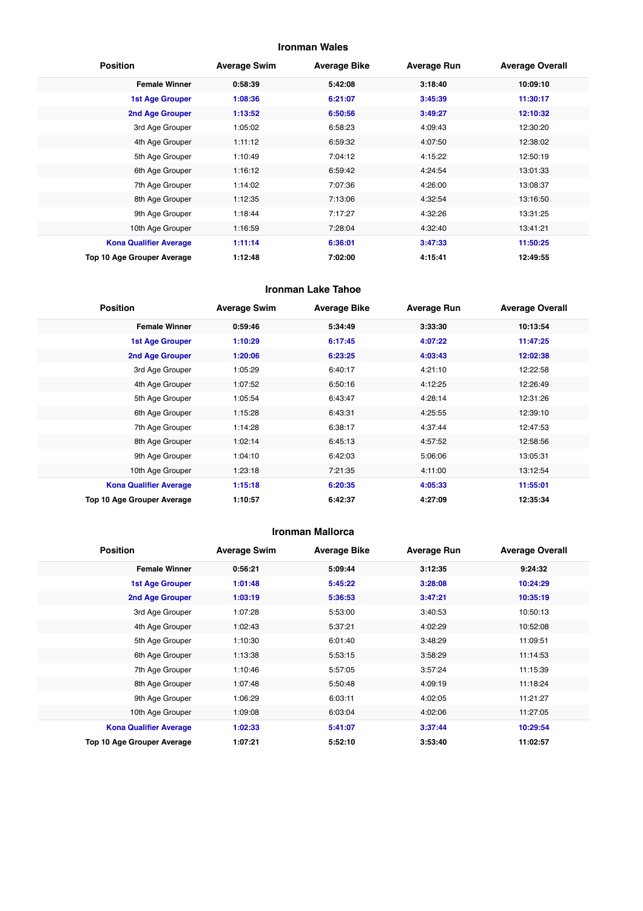### Ironman Wales

| Position | Average Swim | Average Bike | Average Run | Average Overall |
|---|---|---|---|---|
| **Female Winner** | **0:58:39** | **5:42:08** | **3:18:40** | **10:09:10** |
| **1st Age Grouper** | **1:08:36** | **6:21:07** | **3:45:39** | **11:30:17** |
| **2nd Age Grouper** | **1:13:52** | **6:50:56** | **3:49:27** | **12:10:32** |
| 3rd Age Grouper | 1:05:02 | 6:58:23 | 4:09:43 | 12:30:20 |
| 4th Age Grouper | 1:11:12 | 6:59:32 | 4:07:50 | 12:38:02 |
| 5th Age Grouper | 1:10:49 | 7:04:12 | 4:15:22 | 12:50:19 |
| 6th Age Grouper | 1:16:12 | 6:59:42 | 4:24:54 | 13:01:33 |
| 7th Age Grouper | 1:14:02 | 7:07:36 | 4:26:00 | 13:08:37 |
| 8th Age Grouper | 1:12:35 | 7:13:06 | 4:32:54 | 13:16:50 |
| 9th Age Grouper | 1:18:44 | 7:17:27 | 4:32:26 | 13:31:25 |
| 10th Age Grouper | 1:16:59 | 7:28:04 | 4:32:40 | 13:41:21 |
| **Kona Qualifier Average** | **1:11:14** | **6:36:01** | **3:47:33** | **11:50:25** |
| **Top 10 Age Grouper Average** | **1:12:48** | **7:02:00** | **4:15:41** | **12:49:55** |

### Ironman Lake Tahoe

| Position | Average Swim | Average Bike | Average Run | Average Overall |
|---|---|---|---|---|
| **Female Winner** | **0:59:46** | **5:34:49** | **3:33:30** | **10:13:54** |
| **1st Age Grouper** | **1:10:29** | **6:17:45** | **4:07:22** | **11:47:25** |
| **2nd Age Grouper** | **1:20:06** | **6:23:25** | **4:03:43** | **12:02:38** |
| 3rd Age Grouper | 1:05:29 | 6:40:17 | 4:21:10 | 12:22:58 |
| 4th Age Grouper | 1:07:52 | 6:50:16 | 4:12:25 | 12:26:49 |
| 5th Age Grouper | 1:05:54 | 6:43:47 | 4:28:14 | 12:31:26 |
| 6th Age Grouper | 1:15:28 | 6:43:31 | 4:25:55 | 12:39:10 |
| 7th Age Grouper | 1:14:28 | 6:38:17 | 4:37:44 | 12:47:53 |
| 8th Age Grouper | 1:02:14 | 6:45:13 | 4:57:52 | 12:58:56 |
| 9th Age Grouper | 1:04:10 | 6:42:03 | 5:06:06 | 13:05:31 |
| 10th Age Grouper | 1:23:18 | 7:21:35 | 4:11:00 | 13:12:54 |
| **Kona Qualifier Average** | **1:15:18** | **6:20:35** | **4:05:33** | **11:55:01** |
| **Top 10 Age Grouper Average** | **1:10:57** | **6:42:37** | **4:27:09** | **12:35:34** |

### Ironman Mallorca

| Position | Average Swim | Average Bike | Average Run | Average Overall |
|---|---|---|---|---|
| **Female Winner** | **0:56:21** | **5:09:44** | **3:12:35** | **9:24:32** |
| **1st Age Grouper** | **1:01:48** | **5:45:22** | **3:28:08** | **10:24:29** |
| **2nd Age Grouper** | **1:03:19** | **5:36:53** | **3:47:21** | **10:35:19** |
| 3rd Age Grouper | 1:07:28 | 5:53:00 | 3:40:53 | 10:50:13 |
| 4th Age Grouper | 1:02:43 | 5:37:21 | 4:02:29 | 10:52:08 |
| 5th Age Grouper | 1:10:30 | 6:01:40 | 3:48:29 | 11:09:51 |
| 6th Age Grouper | 1:13:38 | 5:53:15 | 3:58:29 | 11:14:53 |
| 7th Age Grouper | 1:10:46 | 5:57:05 | 3:57:24 | 11:15:39 |
| 8th Age Grouper | 1:07:48 | 5:50:48 | 4:09:19 | 11:18:24 |
| 9th Age Grouper | 1:06:29 | 6:03:11 | 4:02:05 | 11:21:27 |
| 10th Age Grouper | 1:09:08 | 6:03:04 | 4:02:06 | 11:27:05 |
| **Kona Qualifier Average** | **1:02:33** | **5:41:07** | **3:37:44** | **10:29:54** |
| **Top 10 Age Grouper Average** | **1:07:21** | **5:52:10** | **3:53:40** | **11:02:57** |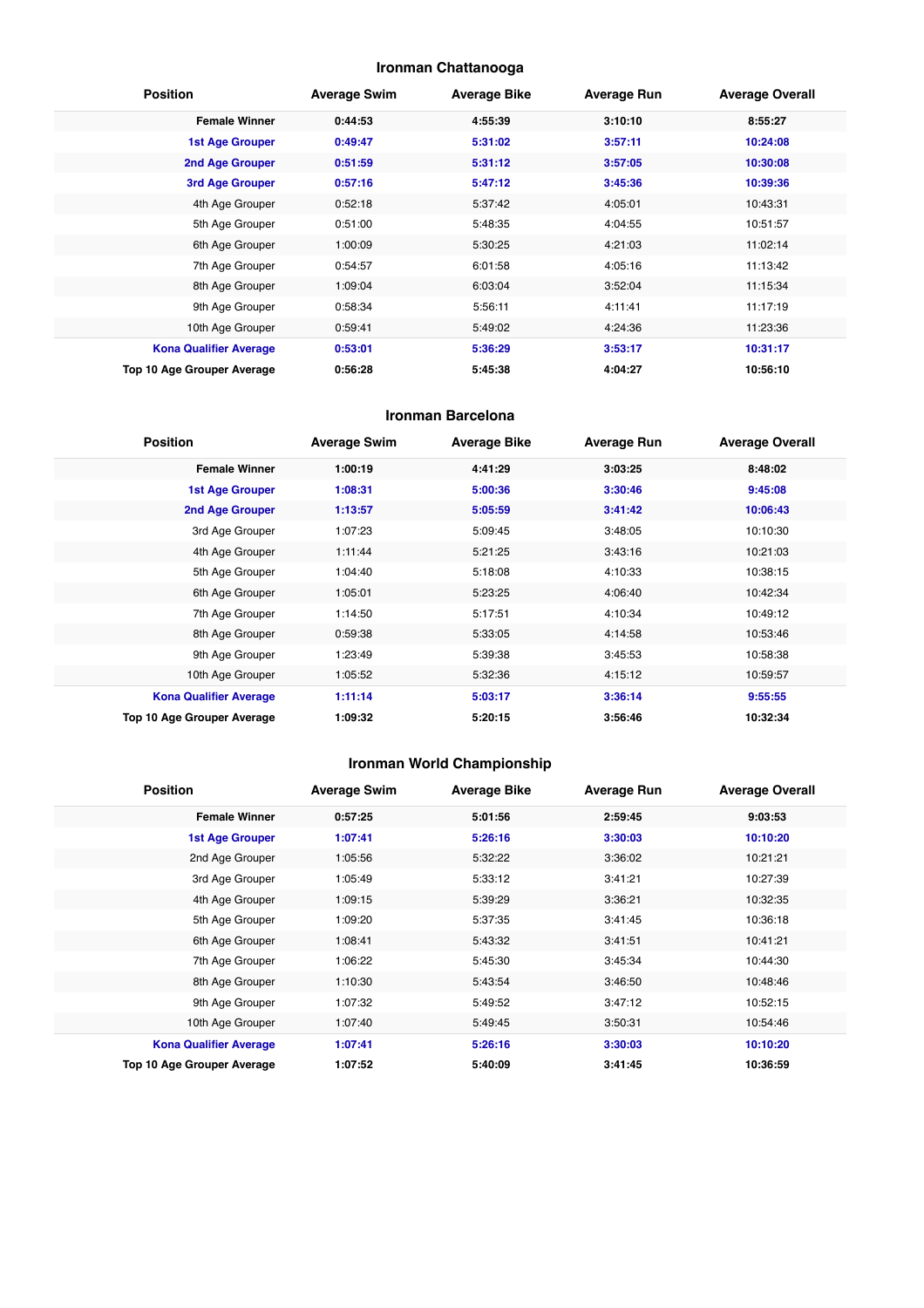## Ironman Chattanooga

| Position | Average Swim | Average Bike | Average Run | Average Overall |
|---|---|---|---|---|
| **Female Winner** | **0:44:53** | **4:55:39** | **3:10:10** | **8:55:27** |
| **1st Age Grouper** | **0:49:47** | **5:31:02** | **3:57:11** | **10:24:08** |
| **2nd Age Grouper** | **0:51:59** | **5:31:12** | **3:57:05** | **10:30:08** |
| **3rd Age Grouper** | **0:57:16** | **5:47:12** | **3:45:36** | **10:39:36** |
| 4th Age Grouper | 0:52:18 | 5:37:42 | 4:05:01 | 10:43:31 |
| 5th Age Grouper | 0:51:00 | 5:48:35 | 4:04:55 | 10:51:57 |
| 6th Age Grouper | 1:00:09 | 5:30:25 | 4:21:03 | 11:02:14 |
| 7th Age Grouper | 0:54:57 | 6:01:58 | 4:05:16 | 11:13:42 |
| 8th Age Grouper | 1:09:04 | 6:03:04 | 3:52:04 | 11:15:34 |
| 9th Age Grouper | 0:58:34 | 5:56:11 | 4:11:41 | 11:17:19 |
| 10th Age Grouper | 0:59:41 | 5:49:02 | 4:24:36 | 11:23:36 |
| **Kona Qualifier Average** | **0:53:01** | **5:36:29** | **3:53:17** | **10:31:17** |
| **Top 10 Age Grouper Average** | **0:56:28** | **5:45:38** | **4:04:27** | **10:56:10** |

## Ironman Barcelona

| Position | Average Swim | Average Bike | Average Run | Average Overall |
|---|---|---|---|---|
| **Female Winner** | **1:00:19** | **4:41:29** | **3:03:25** | **8:48:02** |
| **1st Age Grouper** | **1:08:31** | **5:00:36** | **3:30:46** | **9:45:08** |
| **2nd Age Grouper** | **1:13:57** | **5:05:59** | **3:41:42** | **10:06:43** |
| 3rd Age Grouper | 1:07:23 | 5:09:45 | 3:48:05 | 10:10:30 |
| 4th Age Grouper | 1:11:44 | 5:21:25 | 3:43:16 | 10:21:03 |
| 5th Age Grouper | 1:04:40 | 5:18:08 | 4:10:33 | 10:38:15 |
| 6th Age Grouper | 1:05:01 | 5:23:25 | 4:06:40 | 10:42:34 |
| 7th Age Grouper | 1:14:50 | 5:17:51 | 4:10:34 | 10:49:12 |
| 8th Age Grouper | 0:59:38 | 5:33:05 | 4:14:58 | 10:53:46 |
| 9th Age Grouper | 1:23:49 | 5:39:38 | 3:45:53 | 10:58:38 |
| 10th Age Grouper | 1:05:52 | 5:32:36 | 4:15:12 | 10:59:57 |
| **Kona Qualifier Average** | **1:11:14** | **5:03:17** | **3:36:14** | **9:55:55** |
| **Top 10 Age Grouper Average** | **1:09:32** | **5:20:15** | **3:56:46** | **10:32:34** |

## Ironman World Championship

| Position | Average Swim | Average Bike | Average Run | Average Overall |
|---|---|---|---|---|
| **Female Winner** | **0:57:25** | **5:01:56** | **2:59:45** | **9:03:53** |
| **1st Age Grouper** | **1:07:41** | **5:26:16** | **3:30:03** | **10:10:20** |
| 2nd Age Grouper | 1:05:56 | 5:32:22 | 3:36:02 | 10:21:21 |
| 3rd Age Grouper | 1:05:49 | 5:33:12 | 3:41:21 | 10:27:39 |
| 4th Age Grouper | 1:09:15 | 5:39:29 | 3:36:21 | 10:32:35 |
| 5th Age Grouper | 1:09:20 | 5:37:35 | 3:41:45 | 10:36:18 |
| 6th Age Grouper | 1:08:41 | 5:43:32 | 3:41:51 | 10:41:21 |
| 7th Age Grouper | 1:06:22 | 5:45:30 | 3:45:34 | 10:44:30 |
| 8th Age Grouper | 1:10:30 | 5:43:54 | 3:46:50 | 10:48:46 |
| 9th Age Grouper | 1:07:32 | 5:49:52 | 3:47:12 | 10:52:15 |
| 10th Age Grouper | 1:07:40 | 5:49:45 | 3:50:31 | 10:54:46 |
| **Kona Qualifier Average** | **1:07:41** | **5:26:16** | **3:30:03** | **10:10:20** |
| **Top 10 Age Grouper Average** | **1:07:52** | **5:40:09** | **3:41:45** | **10:36:59** |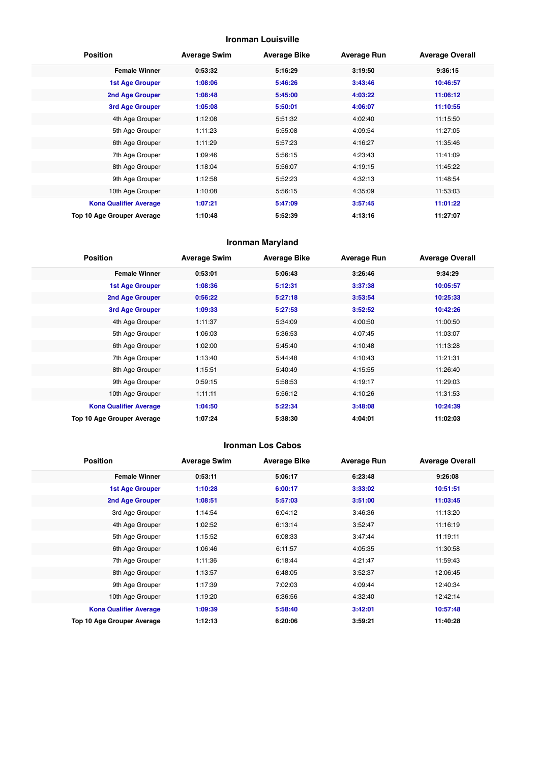## Ironman Louisville

| Position | Average Swim | Average Bike | Average Run | Average Overall |
|---|---|---|---|---|
| **Female Winner** | **0:53:32** | **5:16:29** | **3:19:50** | **9:36:15** |
| **1st Age Grouper** | **1:08:06** | **5:46:26** | **3:43:46** | **10:46:57** |
| **2nd Age Grouper** | **1:08:48** | **5:45:00** | **4:03:22** | **11:06:12** |
| **3rd Age Grouper** | **1:05:08** | **5:50:01** | **4:06:07** | **11:10:55** |
| 4th Age Grouper | 1:12:08 | 5:51:32 | 4:02:40 | 11:15:50 |
| 5th Age Grouper | 1:11:23 | 5:55:08 | 4:09:54 | 11:27:05 |
| 6th Age Grouper | 1:11:29 | 5:57:23 | 4:16:27 | 11:35:46 |
| 7th Age Grouper | 1:09:46 | 5:56:15 | 4:23:43 | 11:41:09 |
| 8th Age Grouper | 1:18:04 | 5:56:07 | 4:19:15 | 11:45:22 |
| 9th Age Grouper | 1:12:58 | 5:52:23 | 4:32:13 | 11:48:54 |
| 10th Age Grouper | 1:10:08 | 5:56:15 | 4:35:09 | 11:53:03 |
| **Kona Qualifier Average** | **1:07:21** | **5:47:09** | **3:57:45** | **11:01:22** |
| **Top 10 Age Grouper Average** | **1:10:48** | **5:52:39** | **4:13:16** | **11:27:07** |

## Ironman Maryland

| Position | Average Swim | Average Bike | Average Run | Average Overall |
|---|---|---|---|---|
| **Female Winner** | **0:53:01** | **5:06:43** | **3:26:46** | **9:34:29** |
| **1st Age Grouper** | **1:08:36** | **5:12:31** | **3:37:38** | **10:05:57** |
| **2nd Age Grouper** | **0:56:22** | **5:27:18** | **3:53:54** | **10:25:33** |
| **3rd Age Grouper** | **1:09:33** | **5:27:53** | **3:52:52** | **10:42:26** |
| 4th Age Grouper | 1:11:37 | 5:34:09 | 4:00:50 | 11:00:50 |
| 5th Age Grouper | 1:06:03 | 5:36:53 | 4:07:45 | 11:03:07 |
| 6th Age Grouper | 1:02:00 | 5:45:40 | 4:10:48 | 11:13:28 |
| 7th Age Grouper | 1:13:40 | 5:44:48 | 4:10:43 | 11:21:31 |
| 8th Age Grouper | 1:15:51 | 5:40:49 | 4:15:55 | 11:26:40 |
| 9th Age Grouper | 0:59:15 | 5:58:53 | 4:19:17 | 11:29:03 |
| 10th Age Grouper | 1:11:11 | 5:56:12 | 4:10:26 | 11:31:53 |
| **Kona Qualifier Average** | **1:04:50** | **5:22:34** | **3:48:08** | **10:24:39** |
| **Top 10 Age Grouper Average** | **1:07:24** | **5:38:30** | **4:04:01** | **11:02:03** |

## Ironman Los Cabos

| Position | Average Swim | Average Bike | Average Run | Average Overall |
|---|---|---|---|---|
| **Female Winner** | **0:53:11** | **5:06:17** | **6:23:48** | **9:26:08** |
| **1st Age Grouper** | **1:10:28** | **6:00:17** | **3:33:02** | **10:51:51** |
| **2nd Age Grouper** | **1:08:51** | **5:57:03** | **3:51:00** | **11:03:45** |
| 3rd Age Grouper | 1:14:54 | 6:04:12 | 3:46:36 | 11:13:20 |
| 4th Age Grouper | 1:02:52 | 6:13:14 | 3:52:47 | 11:16:19 |
| 5th Age Grouper | 1:15:52 | 6:08:33 | 3:47:44 | 11:19:11 |
| 6th Age Grouper | 1:06:46 | 6:11:57 | 4:05:35 | 11:30:58 |
| 7th Age Grouper | 1:11:36 | 6:18:44 | 4:21:47 | 11:59:43 |
| 8th Age Grouper | 1:13:57 | 6:48:05 | 3:52:37 | 12:06:45 |
| 9th Age Grouper | 1:17:39 | 7:02:03 | 4:09:44 | 12:40:34 |
| 10th Age Grouper | 1:19:20 | 6:36:56 | 4:32:40 | 12:42:14 |
| **Kona Qualifier Average** | **1:09:39** | **5:58:40** | **3:42:01** | **10:57:48** |
| **Top 10 Age Grouper Average** | **1:12:13** | **6:20:06** | **3:59:21** | **11:40:28** |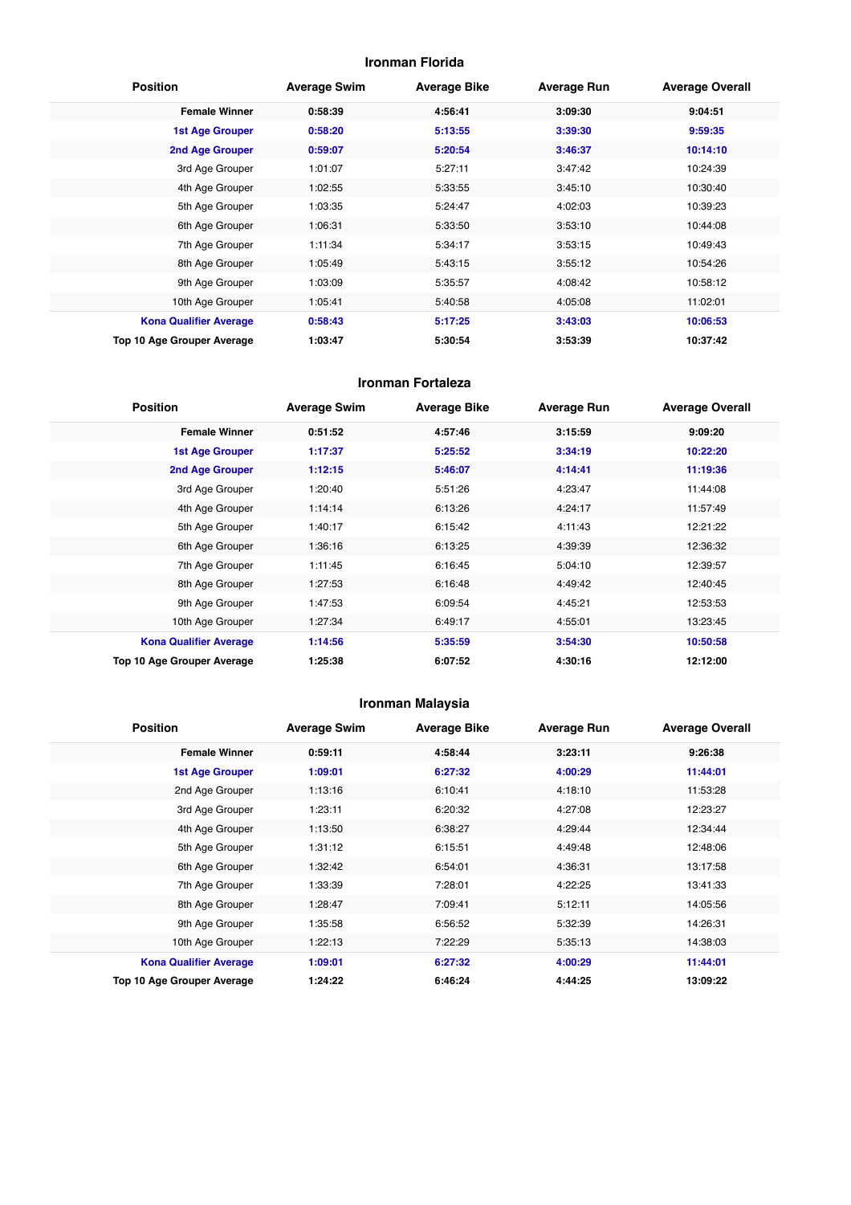### Ironman Florida

| Position | Average Swim | Average Bike | Average Run | Average Overall |
|---|---|---|---|---|
| **Female Winner** | **0:58:39** | **4:56:41** | **3:09:30** | **9:04:51** |
| **1st Age Grouper** | **0:58:20** | **5:13:55** | **3:39:30** | **9:59:35** |
| **2nd Age Grouper** | **0:59:07** | **5:20:54** | **3:46:37** | **10:14:10** |
| 3rd Age Grouper | 1:01:07 | 5:27:11 | 3:47:42 | 10:24:39 |
| 4th Age Grouper | 1:02:55 | 5:33:55 | 3:45:10 | 10:30:40 |
| 5th Age Grouper | 1:03:35 | 5:24:47 | 4:02:03 | 10:39:23 |
| 6th Age Grouper | 1:06:31 | 5:33:50 | 3:53:10 | 10:44:08 |
| 7th Age Grouper | 1:11:34 | 5:34:17 | 3:53:15 | 10:49:43 |
| 8th Age Grouper | 1:05:49 | 5:43:15 | 3:55:12 | 10:54:26 |
| 9th Age Grouper | 1:03:09 | 5:35:57 | 4:08:42 | 10:58:12 |
| 10th Age Grouper | 1:05:41 | 5:40:58 | 4:05:08 | 11:02:01 |
| **Kona Qualifier Average** | **0:58:43** | **5:17:25** | **3:43:03** | **10:06:53** |
| **Top 10 Age Grouper Average** | **1:03:47** | **5:30:54** | **3:53:39** | **10:37:42** |

### Ironman Fortaleza

| Position | Average Swim | Average Bike | Average Run | Average Overall |
|---|---|---|---|---|
| **Female Winner** | **0:51:52** | **4:57:46** | **3:15:59** | **9:09:20** |
| **1st Age Grouper** | **1:17:37** | **5:25:52** | **3:34:19** | **10:22:20** |
| **2nd Age Grouper** | **1:12:15** | **5:46:07** | **4:14:41** | **11:19:36** |
| 3rd Age Grouper | 1:20:40 | 5:51:26 | 4:23:47 | 11:44:08 |
| 4th Age Grouper | 1:14:14 | 6:13:26 | 4:24:17 | 11:57:49 |
| 5th Age Grouper | 1:40:17 | 6:15:42 | 4:11:43 | 12:21:22 |
| 6th Age Grouper | 1:36:16 | 6:13:25 | 4:39:39 | 12:36:32 |
| 7th Age Grouper | 1:11:45 | 6:16:45 | 5:04:10 | 12:39:57 |
| 8th Age Grouper | 1:27:53 | 6:16:48 | 4:49:42 | 12:40:45 |
| 9th Age Grouper | 1:47:53 | 6:09:54 | 4:45:21 | 12:53:53 |
| 10th Age Grouper | 1:27:34 | 6:49:17 | 4:55:01 | 13:23:45 |
| **Kona Qualifier Average** | **1:14:56** | **5:35:59** | **3:54:30** | **10:50:58** |
| **Top 10 Age Grouper Average** | **1:25:38** | **6:07:52** | **4:30:16** | **12:12:00** |

### Ironman Malaysia

| Position | Average Swim | Average Bike | Average Run | Average Overall |
|---|---|---|---|---|
| **Female Winner** | **0:59:11** | **4:58:44** | **3:23:11** | **9:26:38** |
| **1st Age Grouper** | **1:09:01** | **6:27:32** | **4:00:29** | **11:44:01** |
| 2nd Age Grouper | 1:13:16 | 6:10:41 | 4:18:10 | 11:53:28 |
| 3rd Age Grouper | 1:23:11 | 6:20:32 | 4:27:08 | 12:23:27 |
| 4th Age Grouper | 1:13:50 | 6:38:27 | 4:29:44 | 12:34:44 |
| 5th Age Grouper | 1:31:12 | 6:15:51 | 4:49:48 | 12:48:06 |
| 6th Age Grouper | 1:32:42 | 6:54:01 | 4:36:31 | 13:17:58 |
| 7th Age Grouper | 1:33:39 | 7:28:01 | 4:22:25 | 13:41:33 |
| 8th Age Grouper | 1:28:47 | 7:09:41 | 5:12:11 | 14:05:56 |
| 9th Age Grouper | 1:35:58 | 6:56:52 | 5:32:39 | 14:26:31 |
| 10th Age Grouper | 1:22:13 | 7:22:29 | 5:35:13 | 14:38:03 |
| **Kona Qualifier Average** | **1:09:01** | **6:27:32** | **4:00:29** | **11:44:01** |
| **Top 10 Age Grouper Average** | **1:24:22** | **6:46:24** | **4:44:25** | **13:09:22** |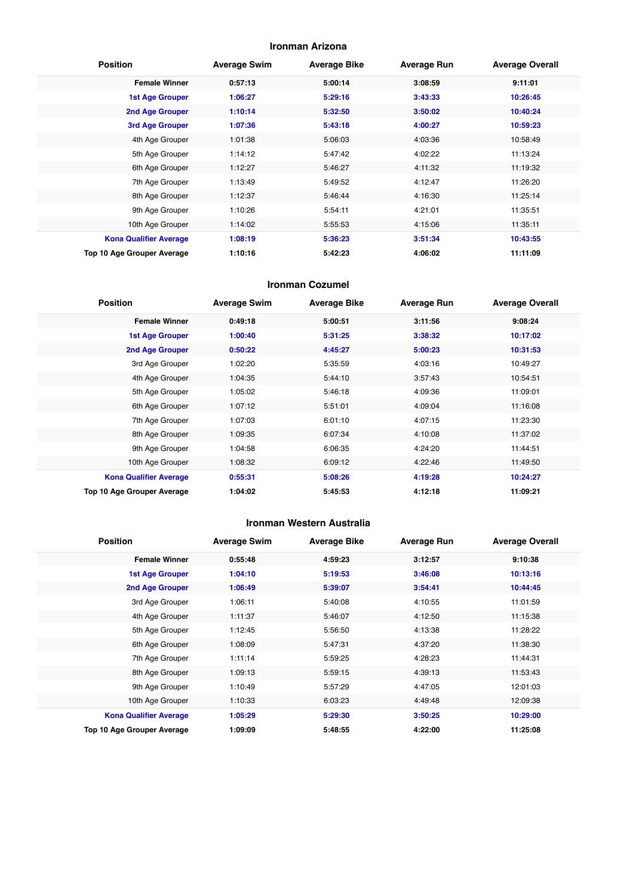## Ironman Arizona

| Position | Average Swim | Average Bike | Average Run | Average Overall |
|---|---|---|---|---|
| **Female Winner** | **0:57:13** | **5:00:14** | **3:08:59** | **9:11:01** |
| **1st Age Grouper** | **1:06:27** | **5:29:16** | **3:43:33** | **10:26:45** |
| **2nd Age Grouper** | **1:10:14** | **5:32:50** | **3:50:02** | **10:40:24** |
| **3rd Age Grouper** | **1:07:36** | **5:43:18** | **4:00:27** | **10:59:23** |
| 4th Age Grouper | 1:01:38 | 5:06:03 | 4:03:36 | 10:58:49 |
| 5th Age Grouper | 1:14:12 | 5:47:42 | 4:02:22 | 11:13:24 |
| 6th Age Grouper | 1:12:27 | 5:46:27 | 4:11:32 | 11:19:32 |
| 7th Age Grouper | 1:13:49 | 5:49:52 | 4:12:47 | 11:26:20 |
| 8th Age Grouper | 1:12:37 | 5:46:44 | 4:16:30 | 11:25:14 |
| 9th Age Grouper | 1:10:26 | 5:54:11 | 4:21:01 | 11:35:51 |
| 10th Age Grouper | 1:14:02 | 5:55:53 | 4:15:06 | 11:35:11 |
| **Kona Qualifier Average** | **1:08:19** | **5:36:23** | **3:51:34** | **10:43:55** |
| **Top 10 Age Grouper Average** | **1:10:16** | **5:42:23** | **4:06:02** | **11:11:09** |

## Ironman Cozumel

| Position | Average Swim | Average Bike | Average Run | Average Overall |
|---|---|---|---|---|
| **Female Winner** | **0:49:18** | **5:00:51** | **3:11:56** | **9:08:24** |
| **1st Age Grouper** | **1:00:40** | **5:31:25** | **3:38:32** | **10:17:02** |
| **2nd Age Grouper** | **0:50:22** | **4:45:27** | **5:00:23** | **10:31:53** |
| 3rd Age Grouper | 1:02:20 | 5:35:59 | 4:03:16 | 10:49:27 |
| 4th Age Grouper | 1:04:35 | 5:44:10 | 3:57:43 | 10:54:51 |
| 5th Age Grouper | 1:05:02 | 5:46:18 | 4:09:36 | 11:09:01 |
| 6th Age Grouper | 1:07:12 | 5:51:01 | 4:09:04 | 11:16:08 |
| 7th Age Grouper | 1:07:03 | 6:01:10 | 4:07:15 | 11:23:30 |
| 8th Age Grouper | 1:09:35 | 6:07:34 | 4:10:08 | 11:37:02 |
| 9th Age Grouper | 1:04:58 | 6:06:35 | 4:24:20 | 11:44:51 |
| 10th Age Grouper | 1:08:32 | 6:09:12 | 4:22:46 | 11:49:50 |
| **Kona Qualifier Average** | **0:55:31** | **5:08:26** | **4:19:28** | **10:24:27** |
| **Top 10 Age Grouper Average** | **1:04:02** | **5:45:53** | **4:12:18** | **11:09:21** |

## Ironman Western Australia

| Position | Average Swim | Average Bike | Average Run | Average Overall |
|---|---|---|---|---|
| **Female Winner** | **0:55:48** | **4:59:23** | **3:12:57** | **9:10:38** |
| **1st Age Grouper** | **1:04:10** | **5:19:53** | **3:46:08** | **10:13:16** |
| **2nd Age Grouper** | **1:06:49** | **5:39:07** | **3:54:41** | **10:44:45** |
| 3rd Age Grouper | 1:06:11 | 5:40:08 | 4:10:55 | 11:01:59 |
| 4th Age Grouper | 1:11:37 | 5:46:07 | 4:12:50 | 11:15:38 |
| 5th Age Grouper | 1:12:45 | 5:56:50 | 4:13:38 | 11:28:22 |
| 6th Age Grouper | 1:08:09 | 5:47:31 | 4:37:20 | 11:38:30 |
| 7th Age Grouper | 1:11:14 | 5:59:25 | 4:28:23 | 11:44:31 |
| 8th Age Grouper | 1:09:13 | 5:59:15 | 4:39:13 | 11:53:43 |
| 9th Age Grouper | 1:10:49 | 5:57:29 | 4:47:05 | 12:01:03 |
| 10th Age Grouper | 1:10:33 | 6:03:23 | 4:49:48 | 12:09:38 |
| **Kona Qualifier Average** | **1:05:29** | **5:29:30** | **3:50:25** | **10:29:00** |
| **Top 10 Age Grouper Average** | **1:09:09** | **5:48:55** | **4:22:00** | **11:25:08** |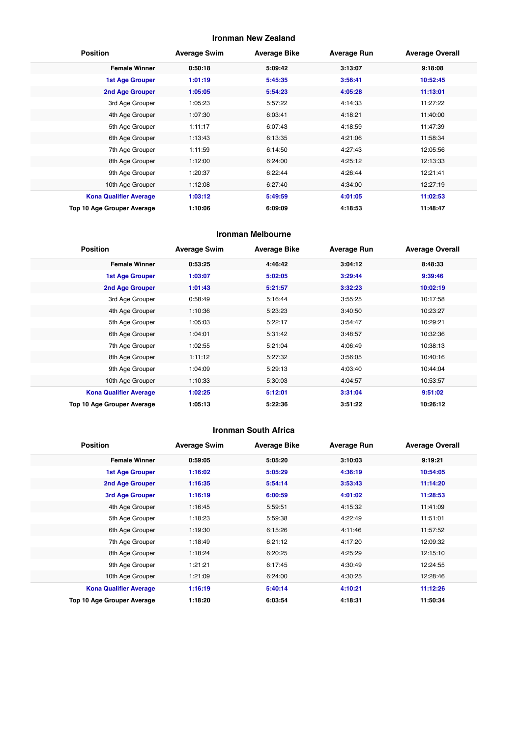### Ironman New Zealand

| Position | Average Swim | Average Bike | Average Run | Average Overall |
|---|---|---|---|---|
| **Female Winner** | **0:50:18** | **5:09:42** | **3:13:07** | **9:18:08** |
| **1st Age Grouper** | **1:01:19** | **5:45:35** | **3:56:41** | **10:52:45** |
| **2nd Age Grouper** | **1:05:05** | **5:54:23** | **4:05:28** | **11:13:01** |
| 3rd Age Grouper | 1:05:23 | 5:57:22 | 4:14:33 | 11:27:22 |
| 4th Age Grouper | 1:07:30 | 6:03:41 | 4:18:21 | 11:40:00 |
| 5th Age Grouper | 1:11:17 | 6:07:43 | 4:18:59 | 11:47:39 |
| 6th Age Grouper | 1:13:43 | 6:13:35 | 4:21:06 | 11:58:34 |
| 7th Age Grouper | 1:11:59 | 6:14:50 | 4:27:43 | 12:05:56 |
| 8th Age Grouper | 1:12:00 | 6:24:00 | 4:25:12 | 12:13:33 |
| 9th Age Grouper | 1:20:37 | 6:22:44 | 4:26:44 | 12:21:41 |
| 10th Age Grouper | 1:12:08 | 6:27:40 | 4:34:00 | 12:27:19 |
| **Kona Qualifier Average** | **1:03:12** | **5:49:59** | **4:01:05** | **11:02:53** |
| **Top 10 Age Grouper Average** | **1:10:06** | **6:09:09** | **4:18:53** | **11:48:47** |

### Ironman Melbourne

| Position | Average Swim | Average Bike | Average Run | Average Overall |
|---|---|---|---|---|
| **Female Winner** | **0:53:25** | **4:46:42** | **3:04:12** | **8:48:33** |
| **1st Age Grouper** | **1:03:07** | **5:02:05** | **3:29:44** | **9:39:46** |
| **2nd Age Grouper** | **1:01:43** | **5:21:57** | **3:32:23** | **10:02:19** |
| 3rd Age Grouper | 0:58:49 | 5:16:44 | 3:55:25 | 10:17:58 |
| 4th Age Grouper | 1:10:36 | 5:23:23 | 3:40:50 | 10:23:27 |
| 5th Age Grouper | 1:05:03 | 5:22:17 | 3:54:47 | 10:29:21 |
| 6th Age Grouper | 1:04:01 | 5:31:42 | 3:48:57 | 10:32:36 |
| 7th Age Grouper | 1:02:55 | 5:21:04 | 4:06:49 | 10:38:13 |
| 8th Age Grouper | 1:11:12 | 5:27:32 | 3:56:05 | 10:40:16 |
| 9th Age Grouper | 1:04:09 | 5:29:13 | 4:03:40 | 10:44:04 |
| 10th Age Grouper | 1:10:33 | 5:30:03 | 4:04:57 | 10:53:57 |
| **Kona Qualifier Average** | **1:02:25** | **5:12:01** | **3:31:04** | **9:51:02** |
| **Top 10 Age Grouper Average** | **1:05:13** | **5:22:36** | **3:51:22** | **10:26:12** |

### Ironman South Africa

| Position | Average Swim | Average Bike | Average Run | Average Overall |
|---|---|---|---|---|
| **Female Winner** | **0:59:05** | **5:05:20** | **3:10:03** | **9:19:21** |
| **1st Age Grouper** | **1:16:02** | **5:05:29** | **4:36:19** | **10:54:05** |
| **2nd Age Grouper** | **1:16:35** | **5:54:14** | **3:53:43** | **11:14:20** |
| **3rd Age Grouper** | **1:16:19** | **6:00:59** | **4:01:02** | **11:28:53** |
| 4th Age Grouper | 1:16:45 | 5:59:51 | 4:15:32 | 11:41:09 |
| 5th Age Grouper | 1:18:23 | 5:59:38 | 4:22:49 | 11:51:01 |
| 6th Age Grouper | 1:19:30 | 6:15:26 | 4:11:46 | 11:57:52 |
| 7th Age Grouper | 1:18:49 | 6:21:12 | 4:17:20 | 12:09:32 |
| 8th Age Grouper | 1:18:24 | 6:20:25 | 4:25:29 | 12:15:10 |
| 9th Age Grouper | 1:21:21 | 6:17:45 | 4:30:49 | 12:24:55 |
| 10th Age Grouper | 1:21:09 | 6:24:00 | 4:30:25 | 12:28:46 |
| **Kona Qualifier Average** | **1:16:19** | **5:40:14** | **4:10:21** | **11:12:26** |
| **Top 10 Age Grouper Average** | **1:18:20** | **6:03:54** | **4:18:31** | **11:50:34** |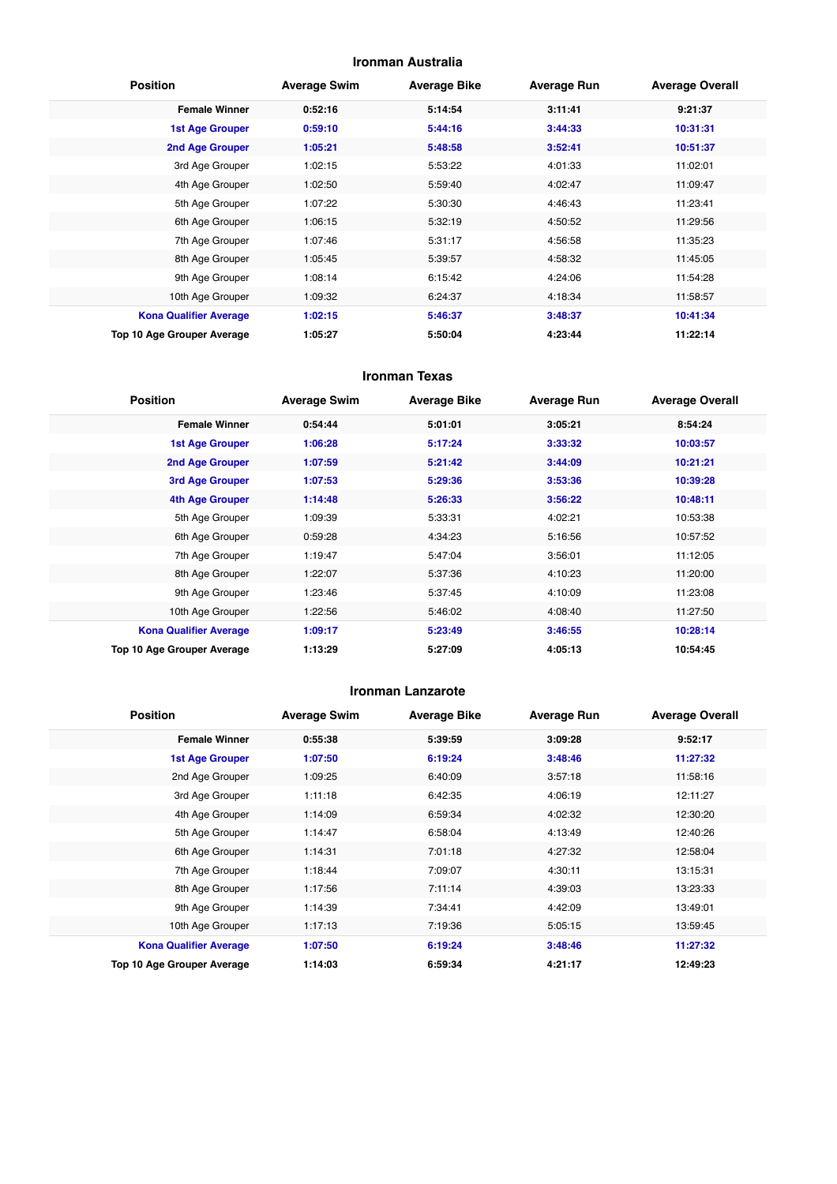## Ironman Australia

| Position | Average Swim | Average Bike | Average Run | Average Overall |
|---|---|---|---|---|
| **Female Winner** | **0:52:16** | **5:14:54** | **3:11:41** | **9:21:37** |
| **1st Age Grouper** | **0:59:10** | **5:44:16** | **3:44:33** | **10:31:31** |
| **2nd Age Grouper** | **1:05:21** | **5:48:58** | **3:52:41** | **10:51:37** |
| 3rd Age Grouper | 1:02:15 | 5:53:22 | 4:01:33 | 11:02:01 |
| 4th Age Grouper | 1:02:50 | 5:59:40 | 4:02:47 | 11:09:47 |
| 5th Age Grouper | 1:07:22 | 5:30:30 | 4:46:43 | 11:23:41 |
| 6th Age Grouper | 1:06:15 | 5:32:19 | 4:50:52 | 11:29:56 |
| 7th Age Grouper | 1:07:46 | 5:31:17 | 4:56:58 | 11:35:23 |
| 8th Age Grouper | 1:05:45 | 5:39:57 | 4:58:32 | 11:45:05 |
| 9th Age Grouper | 1:08:14 | 6:15:42 | 4:24:06 | 11:54:28 |
| 10th Age Grouper | 1:09:32 | 6:24:37 | 4:18:34 | 11:58:57 |
| **Kona Qualifier Average** | **1:02:15** | **5:46:37** | **3:48:37** | **10:41:34** |
| **Top 10 Age Grouper Average** | **1:05:27** | **5:50:04** | **4:23:44** | **11:22:14** |

## Ironman Texas

| Position | Average Swim | Average Bike | Average Run | Average Overall |
|---|---|---|---|---|
| **Female Winner** | **0:54:44** | **5:01:01** | **3:05:21** | **8:54:24** |
| **1st Age Grouper** | **1:06:28** | **5:17:24** | **3:33:32** | **10:03:57** |
| **2nd Age Grouper** | **1:07:59** | **5:21:42** | **3:44:09** | **10:21:21** |
| **3rd Age Grouper** | **1:07:53** | **5:29:36** | **3:53:36** | **10:39:28** |
| **4th Age Grouper** | **1:14:48** | **5:26:33** | **3:56:22** | **10:48:11** |
| 5th Age Grouper | 1:09:39 | 5:33:31 | 4:02:21 | 10:53:38 |
| 6th Age Grouper | 0:59:28 | 4:34:23 | 5:16:56 | 10:57:52 |
| 7th Age Grouper | 1:19:47 | 5:47:04 | 3:56:01 | 11:12:05 |
| 8th Age Grouper | 1:22:07 | 5:37:36 | 4:10:23 | 11:20:00 |
| 9th Age Grouper | 1:23:46 | 5:37:45 | 4:10:09 | 11:23:08 |
| 10th Age Grouper | 1:22:56 | 5:46:02 | 4:08:40 | 11:27:50 |
| **Kona Qualifier Average** | **1:09:17** | **5:23:49** | **3:46:55** | **10:28:14** |
| **Top 10 Age Grouper Average** | **1:13:29** | **5:27:09** | **4:05:13** | **10:54:45** |

## Ironman Lanzarote

| Position | Average Swim | Average Bike | Average Run | Average Overall |
|---|---|---|---|---|
| **Female Winner** | **0:55:38** | **5:39:59** | **3:09:28** | **9:52:17** |
| **1st Age Grouper** | **1:07:50** | **6:19:24** | **3:48:46** | **11:27:32** |
| 2nd Age Grouper | 1:09:25 | 6:40:09 | 3:57:18 | 11:58:16 |
| 3rd Age Grouper | 1:11:18 | 6:42:35 | 4:06:19 | 12:11:27 |
| 4th Age Grouper | 1:14:09 | 6:59:34 | 4:02:32 | 12:30:20 |
| 5th Age Grouper | 1:14:47 | 6:58:04 | 4:13:49 | 12:40:26 |
| 6th Age Grouper | 1:14:31 | 7:01:18 | 4:27:32 | 12:58:04 |
| 7th Age Grouper | 1:18:44 | 7:09:07 | 4:30:11 | 13:15:31 |
| 8th Age Grouper | 1:17:56 | 7:11:14 | 4:39:03 | 13:23:33 |
| 9th Age Grouper | 1:14:39 | 7:34:41 | 4:42:09 | 13:49:01 |
| 10th Age Grouper | 1:17:13 | 7:19:36 | 5:05:15 | 13:59:45 |
| **Kona Qualifier Average** | **1:07:50** | **6:19:24** | **3:48:46** | **11:27:32** |
| **Top 10 Age Grouper Average** | **1:14:03** | **6:59:34** | **4:21:17** | **12:49:23** |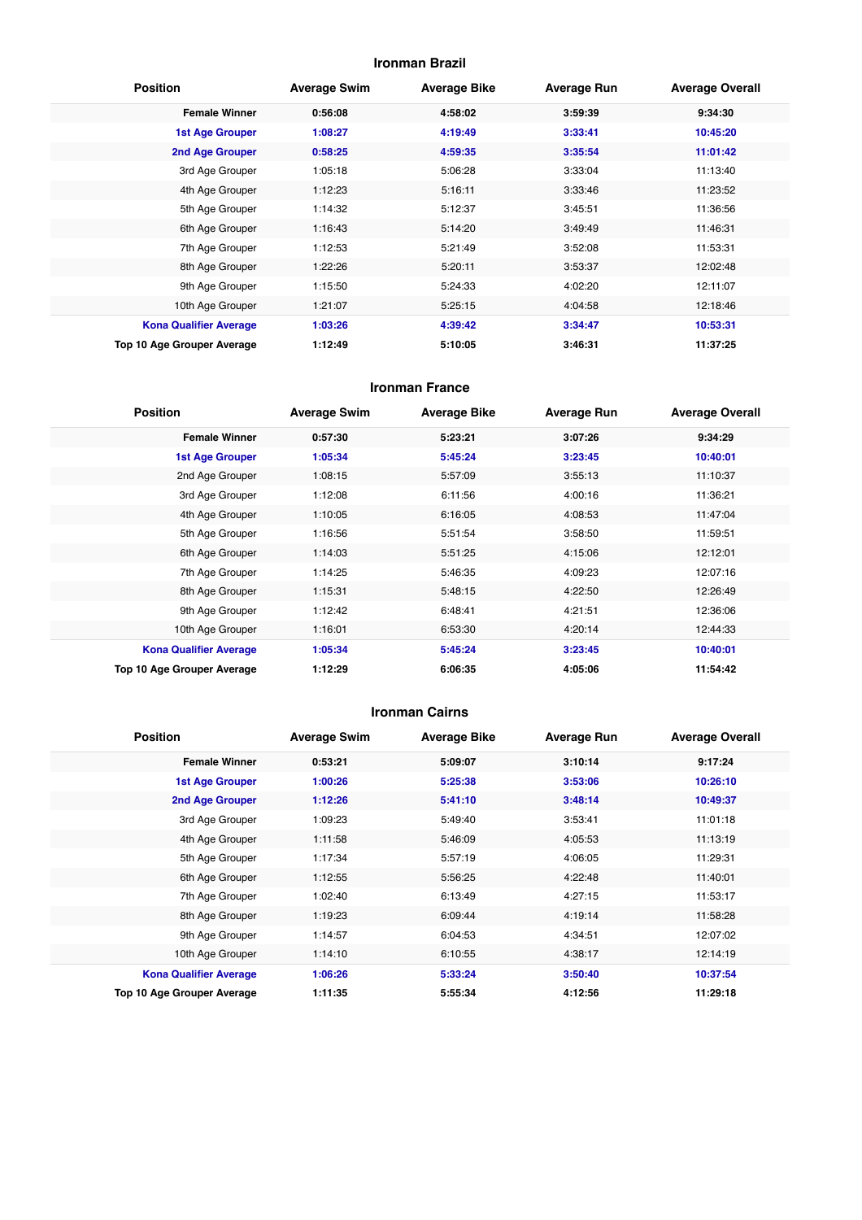### Ironman Brazil

| Position | Average Swim | Average Bike | Average Run | Average Overall |
| --- | --- | --- | --- | --- |
| **Female Winner** | **0:56:08** | **4:58:02** | **3:59:39** | **9:34:30** |
| **1st Age Grouper** | **1:08:27** | **4:19:49** | **3:33:41** | **10:45:20** |
| **2nd Age Grouper** | **0:58:25** | **4:59:35** | **3:35:54** | **11:01:42** |
| 3rd Age Grouper | 1:05:18 | 5:06:28 | 3:33:04 | 11:13:40 |
| 4th Age Grouper | 1:12:23 | 5:16:11 | 3:33:46 | 11:23:52 |
| 5th Age Grouper | 1:14:32 | 5:12:37 | 3:45:51 | 11:36:56 |
| 6th Age Grouper | 1:16:43 | 5:14:20 | 3:49:49 | 11:46:31 |
| 7th Age Grouper | 1:12:53 | 5:21:49 | 3:52:08 | 11:53:31 |
| 8th Age Grouper | 1:22:26 | 5:20:11 | 3:53:37 | 12:02:48 |
| 9th Age Grouper | 1:15:50 | 5:24:33 | 4:02:20 | 12:11:07 |
| 10th Age Grouper | 1:21:07 | 5:25:15 | 4:04:58 | 12:18:46 |
| **Kona Qualifier Average** | **1:03:26** | **4:39:42** | **3:34:47** | **10:53:31** |
| **Top 10 Age Grouper Average** | **1:12:49** | **5:10:05** | **3:46:31** | **11:37:25** |

### Ironman France

| Position | Average Swim | Average Bike | Average Run | Average Overall |
| --- | --- | --- | --- | --- |
| **Female Winner** | **0:57:30** | **5:23:21** | **3:07:26** | **9:34:29** |
| **1st Age Grouper** | **1:05:34** | **5:45:24** | **3:23:45** | **10:40:01** |
| 2nd Age Grouper | 1:08:15 | 5:57:09 | 3:55:13 | 11:10:37 |
| 3rd Age Grouper | 1:12:08 | 6:11:56 | 4:00:16 | 11:36:21 |
| 4th Age Grouper | 1:10:05 | 6:16:05 | 4:08:53 | 11:47:04 |
| 5th Age Grouper | 1:16:56 | 5:51:54 | 3:58:50 | 11:59:51 |
| 6th Age Grouper | 1:14:03 | 5:51:25 | 4:15:06 | 12:12:01 |
| 7th Age Grouper | 1:14:25 | 5:46:35 | 4:09:23 | 12:07:16 |
| 8th Age Grouper | 1:15:31 | 5:48:15 | 4:22:50 | 12:26:49 |
| 9th Age Grouper | 1:12:42 | 6:48:41 | 4:21:51 | 12:36:06 |
| 10th Age Grouper | 1:16:01 | 6:53:30 | 4:20:14 | 12:44:33 |
| **Kona Qualifier Average** | **1:05:34** | **5:45:24** | **3:23:45** | **10:40:01** |
| **Top 10 Age Grouper Average** | **1:12:29** | **6:06:35** | **4:05:06** | **11:54:42** |

### Ironman Cairns

| Position | Average Swim | Average Bike | Average Run | Average Overall |
| --- | --- | --- | --- | --- |
| **Female Winner** | **0:53:21** | **5:09:07** | **3:10:14** | **9:17:24** |
| **1st Age Grouper** | **1:00:26** | **5:25:38** | **3:53:06** | **10:26:10** |
| **2nd Age Grouper** | **1:12:26** | **5:41:10** | **3:48:14** | **10:49:37** |
| 3rd Age Grouper | 1:09:23 | 5:49:40 | 3:53:41 | 11:01:18 |
| 4th Age Grouper | 1:11:58 | 5:46:09 | 4:05:53 | 11:13:19 |
| 5th Age Grouper | 1:17:34 | 5:57:19 | 4:06:05 | 11:29:31 |
| 6th Age Grouper | 1:12:55 | 5:56:25 | 4:22:48 | 11:40:01 |
| 7th Age Grouper | 1:02:40 | 6:13:49 | 4:27:15 | 11:53:17 |
| 8th Age Grouper | 1:19:23 | 6:09:44 | 4:19:14 | 11:58:28 |
| 9th Age Grouper | 1:14:57 | 6:04:53 | 4:34:51 | 12:07:02 |
| 10th Age Grouper | 1:14:10 | 6:10:55 | 4:38:17 | 12:14:19 |
| **Kona Qualifier Average** | **1:06:26** | **5:33:24** | **3:50:40** | **10:37:54** |
| **Top 10 Age Grouper Average** | **1:11:35** | **5:55:34** | **4:12:56** | **11:29:18** |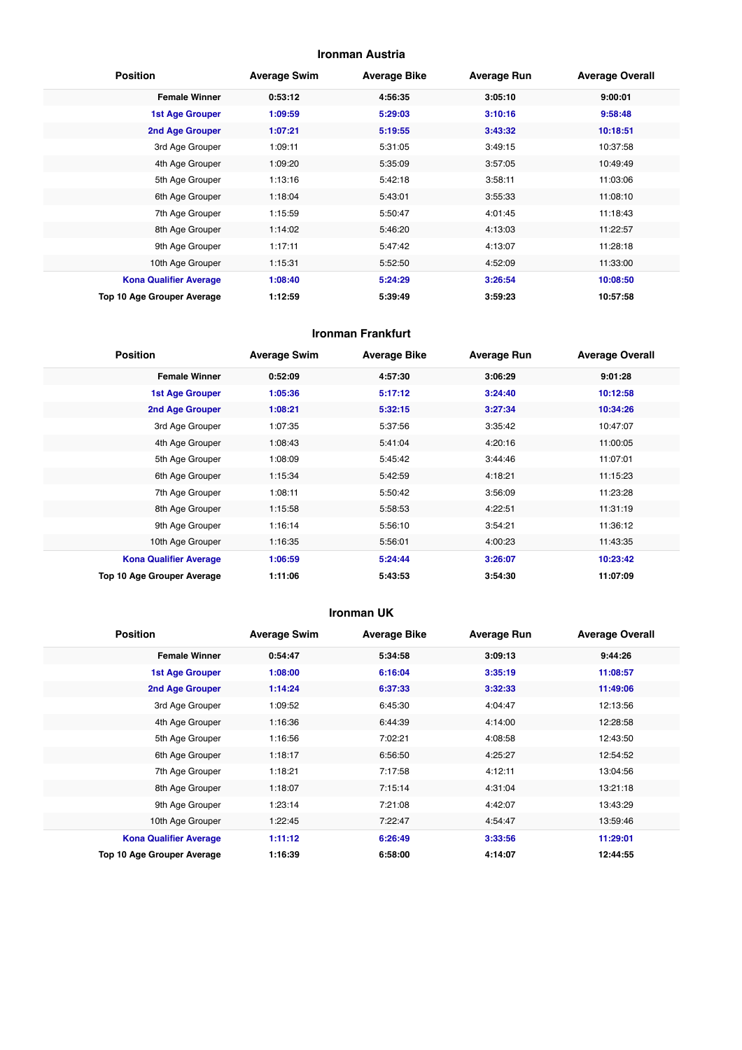## Ironman Austria

| Position | Average Swim | Average Bike | Average Run | Average Overall |
|---|---|---|---|---|
| **Female Winner** | **0:53:12** | **4:56:35** | **3:05:10** | **9:00:01** |
| **1st Age Grouper** | **1:09:59** | **5:29:03** | **3:10:16** | **9:58:48** |
| **2nd Age Grouper** | **1:07:21** | **5:19:55** | **3:43:32** | **10:18:51** |
| 3rd Age Grouper | 1:09:11 | 5:31:05 | 3:49:15 | 10:37:58 |
| 4th Age Grouper | 1:09:20 | 5:35:09 | 3:57:05 | 10:49:49 |
| 5th Age Grouper | 1:13:16 | 5:42:18 | 3:58:11 | 11:03:06 |
| 6th Age Grouper | 1:18:04 | 5:43:01 | 3:55:33 | 11:08:10 |
| 7th Age Grouper | 1:15:59 | 5:50:47 | 4:01:45 | 11:18:43 |
| 8th Age Grouper | 1:14:02 | 5:46:20 | 4:13:03 | 11:22:57 |
| 9th Age Grouper | 1:17:11 | 5:47:42 | 4:13:07 | 11:28:18 |
| 10th Age Grouper | 1:15:31 | 5:52:50 | 4:52:09 | 11:33:00 |
| **Kona Qualifier Average** | **1:08:40** | **5:24:29** | **3:26:54** | **10:08:50** |
| **Top 10 Age Grouper Average** | **1:12:59** | **5:39:49** | **3:59:23** | **10:57:58** |

## Ironman Frankfurt

| Position | Average Swim | Average Bike | Average Run | Average Overall |
|---|---|---|---|---|
| **Female Winner** | **0:52:09** | **4:57:30** | **3:06:29** | **9:01:28** |
| **1st Age Grouper** | **1:05:36** | **5:17:12** | **3:24:40** | **10:12:58** |
| **2nd Age Grouper** | **1:08:21** | **5:32:15** | **3:27:34** | **10:34:26** |
| 3rd Age Grouper | 1:07:35 | 5:37:56 | 3:35:42 | 10:47:07 |
| 4th Age Grouper | 1:08:43 | 5:41:04 | 4:20:16 | 11:00:05 |
| 5th Age Grouper | 1:08:09 | 5:45:42 | 3:44:46 | 11:07:01 |
| 6th Age Grouper | 1:15:34 | 5:42:59 | 4:18:21 | 11:15:23 |
| 7th Age Grouper | 1:08:11 | 5:50:42 | 3:56:09 | 11:23:28 |
| 8th Age Grouper | 1:15:58 | 5:58:53 | 4:22:51 | 11:31:19 |
| 9th Age Grouper | 1:16:14 | 5:56:10 | 3:54:21 | 11:36:12 |
| 10th Age Grouper | 1:16:35 | 5:56:01 | 4:00:23 | 11:43:35 |
| **Kona Qualifier Average** | **1:06:59** | **5:24:44** | **3:26:07** | **10:23:42** |
| **Top 10 Age Grouper Average** | **1:11:06** | **5:43:53** | **3:54:30** | **11:07:09** |

## Ironman UK

| Position | Average Swim | Average Bike | Average Run | Average Overall |
|---|---|---|---|---|
| **Female Winner** | **0:54:47** | **5:34:58** | **3:09:13** | **9:44:26** |
| **1st Age Grouper** | **1:08:00** | **6:16:04** | **3:35:19** | **11:08:57** |
| **2nd Age Grouper** | **1:14:24** | **6:37:33** | **3:32:33** | **11:49:06** |
| 3rd Age Grouper | 1:09:52 | 6:45:30 | 4:04:47 | 12:13:56 |
| 4th Age Grouper | 1:16:36 | 6:44:39 | 4:14:00 | 12:28:58 |
| 5th Age Grouper | 1:16:56 | 7:02:21 | 4:08:58 | 12:43:50 |
| 6th Age Grouper | 1:18:17 | 6:56:50 | 4:25:27 | 12:54:52 |
| 7th Age Grouper | 1:18:21 | 7:17:58 | 4:12:11 | 13:04:56 |
| 8th Age Grouper | 1:18:07 | 7:15:14 | 4:31:04 | 13:21:18 |
| 9th Age Grouper | 1:23:14 | 7:21:08 | 4:42:07 | 13:43:29 |
| 10th Age Grouper | 1:22:45 | 7:22:47 | 4:54:47 | 13:59:46 |
| **Kona Qualifier Average** | **1:11:12** | **6:26:49** | **3:33:56** | **11:29:01** |
| **Top 10 Age Grouper Average** | **1:16:39** | **6:58:00** | **4:14:07** | **12:44:55** |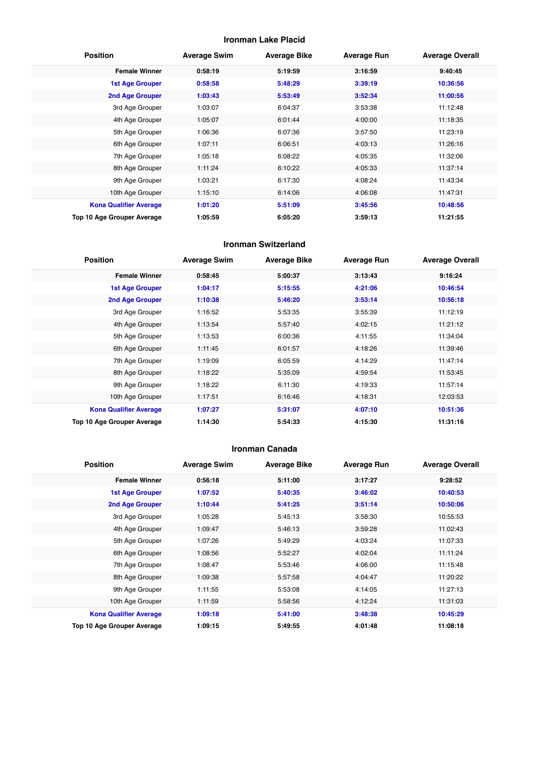## Ironman Lake Placid

| Position | Average Swim | Average Bike | Average Run | Average Overall |
|---|---|---|---|---|
| **Female Winner** | **0:58:19** | **5:19:59** | **3:16:59** | **9:40:45** |
| **1st Age Grouper** | **0:58:58** | **5:48:29** | **3:39:19** | **10:36:56** |
| **2nd Age Grouper** | **1:03:43** | **5:53:49** | **3:52:34** | **11:00:56** |
| 3rd Age Grouper | 1:03:07 | 6:04:37 | 3:53:38 | 11:12:48 |
| 4th Age Grouper | 1:05:07 | 6:01:44 | 4:00:00 | 11:18:35 |
| 5th Age Grouper | 1:06:36 | 6:07:36 | 3:57:50 | 11:23:19 |
| 6th Age Grouper | 1:07:11 | 6:06:51 | 4:03:13 | 11:26:16 |
| 7th Age Grouper | 1:05:18 | 6:08:22 | 4:05:35 | 11:32:06 |
| 8th Age Grouper | 1:11:24 | 6:10:22 | 4:05:33 | 11:37:14 |
| 9th Age Grouper | 1:03:21 | 6:17:30 | 4:08:24 | 11:43:34 |
| 10th Age Grouper | 1:15:10 | 6:14:06 | 4:06:08 | 11:47:31 |
| **Kona Qualifier Average** | **1:01:20** | **5:51:09** | **3:45:56** | **10:48:56** |
| **Top 10 Age Grouper Average** | **1:05:59** | **6:05:20** | **3:59:13** | **11:21:55** |

## Ironman Switzerland

| Position | Average Swim | Average Bike | Average Run | Average Overall |
|---|---|---|---|---|
| **Female Winner** | **0:58:45** | **5:00:37** | **3:13:43** | **9:16:24** |
| **1st Age Grouper** | **1:04:17** | **5:15:55** | **4:21:06** | **10:46:54** |
| **2nd Age Grouper** | **1:10:38** | **5:46:20** | **3:53:14** | **10:56:18** |
| 3rd Age Grouper | 1:16:52 | 5:53:35 | 3:55:39 | 11:12:19 |
| 4th Age Grouper | 1:13:54 | 5:57:40 | 4:02:15 | 11:21:12 |
| 5th Age Grouper | 1:13:53 | 6:00:36 | 4:11:55 | 11:34:04 |
| 6th Age Grouper | 1:11:45 | 6:01:57 | 4:18:26 | 11:39:46 |
| 7th Age Grouper | 1:19:09 | 6:05:59 | 4:14:29 | 11:47:14 |
| 8th Age Grouper | 1:18:22 | 5:35:09 | 4:59:54 | 11:53:45 |
| 9th Age Grouper | 1:18:22 | 6:11:30 | 4:19:33 | 11:57:14 |
| 10th Age Grouper | 1:17:51 | 6:16:46 | 4:18:31 | 12:03:53 |
| **Kona Qualifier Average** | **1:07:27** | **5:31:07** | **4:07:10** | **10:51:36** |
| **Top 10 Age Grouper Average** | **1:14:30** | **5:54:33** | **4:15:30** | **11:31:16** |

## Ironman Canada

| Position | Average Swim | Average Bike | Average Run | Average Overall |
|---|---|---|---|---|
| **Female Winner** | **0:56:18** | **5:11:00** | **3:17:27** | **9:28:52** |
| **1st Age Grouper** | **1:07:52** | **5:40:35** | **3:46:02** | **10:40:53** |
| **2nd Age Grouper** | **1:10:44** | **5:41:25** | **3:51:14** | **10:50:06** |
| 3rd Age Grouper | 1:05:28 | 5:45:13 | 3:58:30 | 10:55:53 |
| 4th Age Grouper | 1:09:47 | 5:46:13 | 3:59:28 | 11:02:43 |
| 5th Age Grouper | 1:07:26 | 5:49:29 | 4:03:24 | 11:07:33 |
| 6th Age Grouper | 1:08:56 | 5:52:27 | 4:02:04 | 11:11:24 |
| 7th Age Grouper | 1:08:47 | 5:53:46 | 4:06:00 | 11:15:48 |
| 8th Age Grouper | 1:09:38 | 5:57:58 | 4:04:47 | 11:20:22 |
| 9th Age Grouper | 1:11:55 | 5:53:08 | 4:14:05 | 11:27:13 |
| 10th Age Grouper | 1:11:59 | 5:58:56 | 4:12:24 | 11:31:03 |
| **Kona Qualifier Average** | **1:09:18** | **5:41:00** | **3:48:38** | **10:45:29** |
| **Top 10 Age Grouper Average** | **1:09:15** | **5:49:55** | **4:01:48** | **11:08:18** |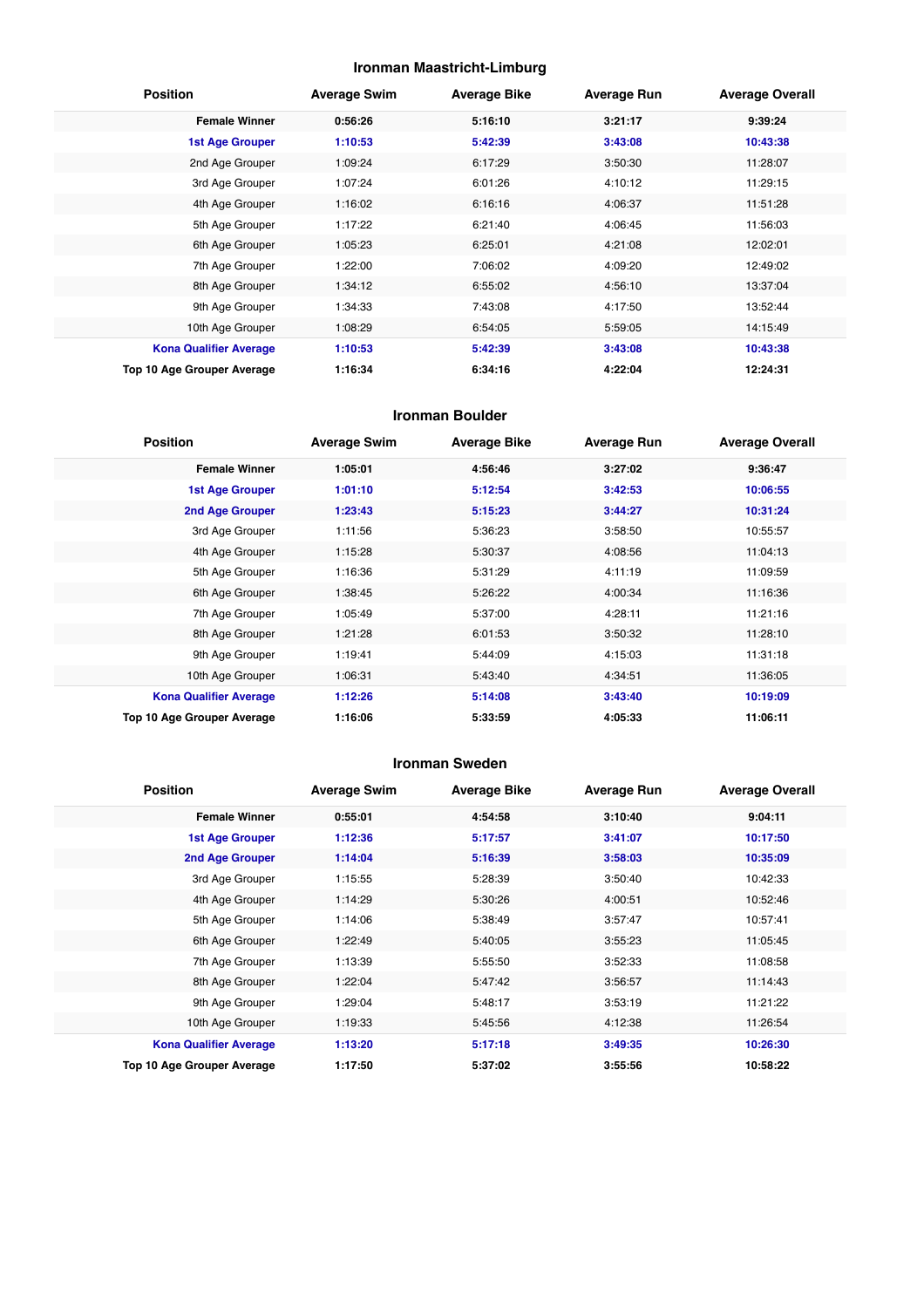### Ironman Maastricht-Limburg

| Position | Average Swim | Average Bike | Average Run | Average Overall |
|---|---|---|---|---|
| **Female Winner** | **0:56:26** | **5:16:10** | **3:21:17** | **9:39:24** |
| **1st Age Grouper** | **1:10:53** | **5:42:39** | **3:43:08** | **10:43:38** |
| 2nd Age Grouper | 1:09:24 | 6:17:29 | 3:50:30 | 11:28:07 |
| 3rd Age Grouper | 1:07:24 | 6:01:26 | 4:10:12 | 11:29:15 |
| 4th Age Grouper | 1:16:02 | 6:16:16 | 4:06:37 | 11:51:28 |
| 5th Age Grouper | 1:17:22 | 6:21:40 | 4:06:45 | 11:56:03 |
| 6th Age Grouper | 1:05:23 | 6:25:01 | 4:21:08 | 12:02:01 |
| 7th Age Grouper | 1:22:00 | 7:06:02 | 4:09:20 | 12:49:02 |
| 8th Age Grouper | 1:34:12 | 6:55:02 | 4:56:10 | 13:37:04 |
| 9th Age Grouper | 1:34:33 | 7:43:08 | 4:17:50 | 13:52:44 |
| 10th Age Grouper | 1:08:29 | 6:54:05 | 5:59:05 | 14:15:49 |
| **Kona Qualifier Average** | **1:10:53** | **5:42:39** | **3:43:08** | **10:43:38** |
| **Top 10 Age Grouper Average** | **1:16:34** | **6:34:16** | **4:22:04** | **12:24:31** |

### Ironman Boulder

| Position | Average Swim | Average Bike | Average Run | Average Overall |
|---|---|---|---|---|
| **Female Winner** | **1:05:01** | **4:56:46** | **3:27:02** | **9:36:47** |
| **1st Age Grouper** | **1:01:10** | **5:12:54** | **3:42:53** | **10:06:55** |
| **2nd Age Grouper** | **1:23:43** | **5:15:23** | **3:44:27** | **10:31:24** |
| 3rd Age Grouper | 1:11:56 | 5:36:23 | 3:58:50 | 10:55:57 |
| 4th Age Grouper | 1:15:28 | 5:30:37 | 4:08:56 | 11:04:13 |
| 5th Age Grouper | 1:16:36 | 5:31:29 | 4:11:19 | 11:09:59 |
| 6th Age Grouper | 1:38:45 | 5:26:22 | 4:00:34 | 11:16:36 |
| 7th Age Grouper | 1:05:49 | 5:37:00 | 4:28:11 | 11:21:16 |
| 8th Age Grouper | 1:21:28 | 6:01:53 | 3:50:32 | 11:28:10 |
| 9th Age Grouper | 1:19:41 | 5:44:09 | 4:15:03 | 11:31:18 |
| 10th Age Grouper | 1:06:31 | 5:43:40 | 4:34:51 | 11:36:05 |
| **Kona Qualifier Average** | **1:12:26** | **5:14:08** | **3:43:40** | **10:19:09** |
| **Top 10 Age Grouper Average** | **1:16:06** | **5:33:59** | **4:05:33** | **11:06:11** |

### Ironman Sweden

| Position | Average Swim | Average Bike | Average Run | Average Overall |
|---|---|---|---|---|
| **Female Winner** | **0:55:01** | **4:54:58** | **3:10:40** | **9:04:11** |
| **1st Age Grouper** | **1:12:36** | **5:17:57** | **3:41:07** | **10:17:50** |
| **2nd Age Grouper** | **1:14:04** | **5:16:39** | **3:58:03** | **10:35:09** |
| 3rd Age Grouper | 1:15:55 | 5:28:39 | 3:50:40 | 10:42:33 |
| 4th Age Grouper | 1:14:29 | 5:30:26 | 4:00:51 | 10:52:46 |
| 5th Age Grouper | 1:14:06 | 5:38:49 | 3:57:47 | 10:57:41 |
| 6th Age Grouper | 1:22:49 | 5:40:05 | 3:55:23 | 11:05:45 |
| 7th Age Grouper | 1:13:39 | 5:55:50 | 3:52:33 | 11:08:58 |
| 8th Age Grouper | 1:22:04 | 5:47:42 | 3:56:57 | 11:14:43 |
| 9th Age Grouper | 1:29:04 | 5:48:17 | 3:53:19 | 11:21:22 |
| 10th Age Grouper | 1:19:33 | 5:45:56 | 4:12:38 | 11:26:54 |
| **Kona Qualifier Average** | **1:13:20** | **5:17:18** | **3:49:35** | **10:26:30** |
| **Top 10 Age Grouper Average** | **1:17:50** | **5:37:02** | **3:55:56** | **10:58:22** |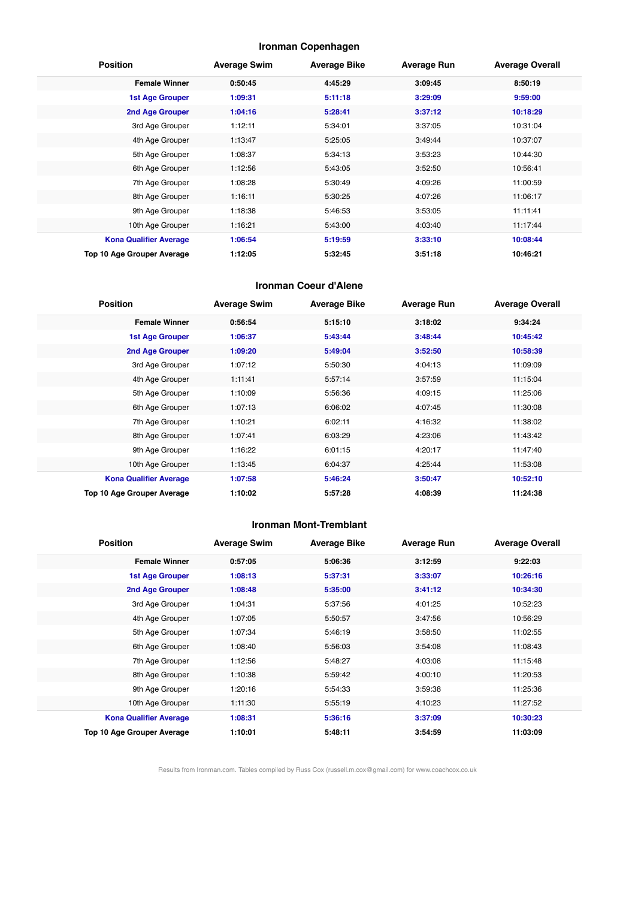## Ironman Copenhagen

| Position | Average Swim | Average Bike | Average Run | Average Overall |
|---|---|---|---|---|
| **Female Winner** | **0:50:45** | **4:45:29** | **3:09:45** | **8:50:19** |
| **1st Age Grouper** | **1:09:31** | **5:11:18** | **3:29:09** | **9:59:00** |
| **2nd Age Grouper** | **1:04:16** | **5:28:41** | **3:37:12** | **10:18:29** |
| 3rd Age Grouper | 1:12:11 | 5:34:01 | 3:37:05 | 10:31:04 |
| 4th Age Grouper | 1:13:47 | 5:25:05 | 3:49:44 | 10:37:07 |
| 5th Age Grouper | 1:08:37 | 5:34:13 | 3:53:23 | 10:44:30 |
| 6th Age Grouper | 1:12:56 | 5:43:05 | 3:52:50 | 10:56:41 |
| 7th Age Grouper | 1:08:28 | 5:30:49 | 4:09:26 | 11:00:59 |
| 8th Age Grouper | 1:16:11 | 5:30:25 | 4:07:26 | 11:06:17 |
| 9th Age Grouper | 1:18:38 | 5:46:53 | 3:53:05 | 11:11:41 |
| 10th Age Grouper | 1:16:21 | 5:43:00 | 4:03:40 | 11:17:44 |
| **Kona Qualifier Average** | **1:06:54** | **5:19:59** | **3:33:10** | **10:08:44** |
| **Top 10 Age Grouper Average** | **1:12:05** | **5:32:45** | **3:51:18** | **10:46:21** |

## Ironman Coeur d'Alene

| Position | Average Swim | Average Bike | Average Run | Average Overall |
|---|---|---|---|---|
| **Female Winner** | **0:56:54** | **5:15:10** | **3:18:02** | **9:34:24** |
| **1st Age Grouper** | **1:06:37** | **5:43:44** | **3:48:44** | **10:45:42** |
| **2nd Age Grouper** | **1:09:20** | **5:49:04** | **3:52:50** | **10:58:39** |
| 3rd Age Grouper | 1:07:12 | 5:50:30 | 4:04:13 | 11:09:09 |
| 4th Age Grouper | 1:11:41 | 5:57:14 | 3:57:59 | 11:15:04 |
| 5th Age Grouper | 1:10:09 | 5:56:36 | 4:09:15 | 11:25:06 |
| 6th Age Grouper | 1:07:13 | 6:06:02 | 4:07:45 | 11:30:08 |
| 7th Age Grouper | 1:10:21 | 6:02:11 | 4:16:32 | 11:38:02 |
| 8th Age Grouper | 1:07:41 | 6:03:29 | 4:23:06 | 11:43:42 |
| 9th Age Grouper | 1:16:22 | 6:01:15 | 4:20:17 | 11:47:40 |
| 10th Age Grouper | 1:13:45 | 6:04:37 | 4:25:44 | 11:53:08 |
| **Kona Qualifier Average** | **1:07:58** | **5:46:24** | **3:50:47** | **10:52:10** |
| **Top 10 Age Grouper Average** | **1:10:02** | **5:57:28** | **4:08:39** | **11:24:38** |

## Ironman Mont-Tremblant

| Position | Average Swim | Average Bike | Average Run | Average Overall |
|---|---|---|---|---|
| **Female Winner** | **0:57:05** | **5:06:36** | **3:12:59** | **9:22:03** |
| **1st Age Grouper** | **1:08:13** | **5:37:31** | **3:33:07** | **10:26:16** |
| **2nd Age Grouper** | **1:08:48** | **5:35:00** | **3:41:12** | **10:34:30** |
| 3rd Age Grouper | 1:04:31 | 5:37:56 | 4:01:25 | 10:52:23 |
| 4th Age Grouper | 1:07:05 | 5:50:57 | 3:47:56 | 10:56:29 |
| 5th Age Grouper | 1:07:34 | 5:46:19 | 3:58:50 | 11:02:55 |
| 6th Age Grouper | 1:08:40 | 5:56:03 | 3:54:08 | 11:08:43 |
| 7th Age Grouper | 1:12:56 | 5:48:27 | 4:03:08 | 11:15:48 |
| 8th Age Grouper | 1:10:38 | 5:59:42 | 4:00:10 | 11:20:53 |
| 9th Age Grouper | 1:20:16 | 5:54:33 | 3:59:38 | 11:25:36 |
| 10th Age Grouper | 1:11:30 | 5:55:19 | 4:10:23 | 11:27:52 |
| **Kona Qualifier Average** | **1:08:31** | **5:36:16** | **3:37:09** | **10:30:23** |
| **Top 10 Age Grouper Average** | **1:10:01** | **5:48:11** | **3:54:59** | **11:03:09** |

Results from Ironman.com. Tables compiled by Russ Cox (russell.m.cox@gmail.com) for www.coachcox.co.uk